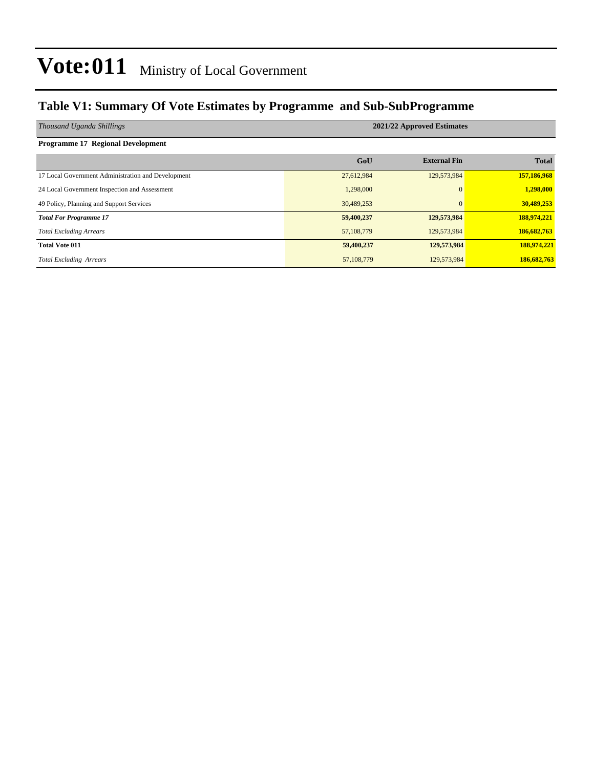# Vote:011 Ministry of Local Government

## Table V1: Summary Of Vote Estimates by Programme and Sub-SubProgramme

| *Thousand Uganda Shillings* | 2021/22 Approved Estimates | | |
|---|---|---|---|
| **Programme 17 Regional Development** | | | |
| | **GoU** | **External Fin** | **Total** |
| 17 Local Government Administration and Development | 27,612,984 | 129,573,984 | **157,186,968** |
| 24 Local Government Inspection and Assessment | 1,298,000 | 0 | **1,298,000** |
| 49 Policy, Planning and Support Services | 30,489,253 | 0 | **30,489,253** |
| ***Total For Programme 17*** | **59,400,237** | **129,573,984** | **188,974,221** |
| *Total Excluding Arrears* | 57,108,779 | 129,573,984 | **186,682,763** |
| **Total Vote 011** | **59,400,237** | **129,573,984** | **188,974,221** |
| *Total Excluding Arrears* | 57,108,779 | 129,573,984 | **186,682,763** |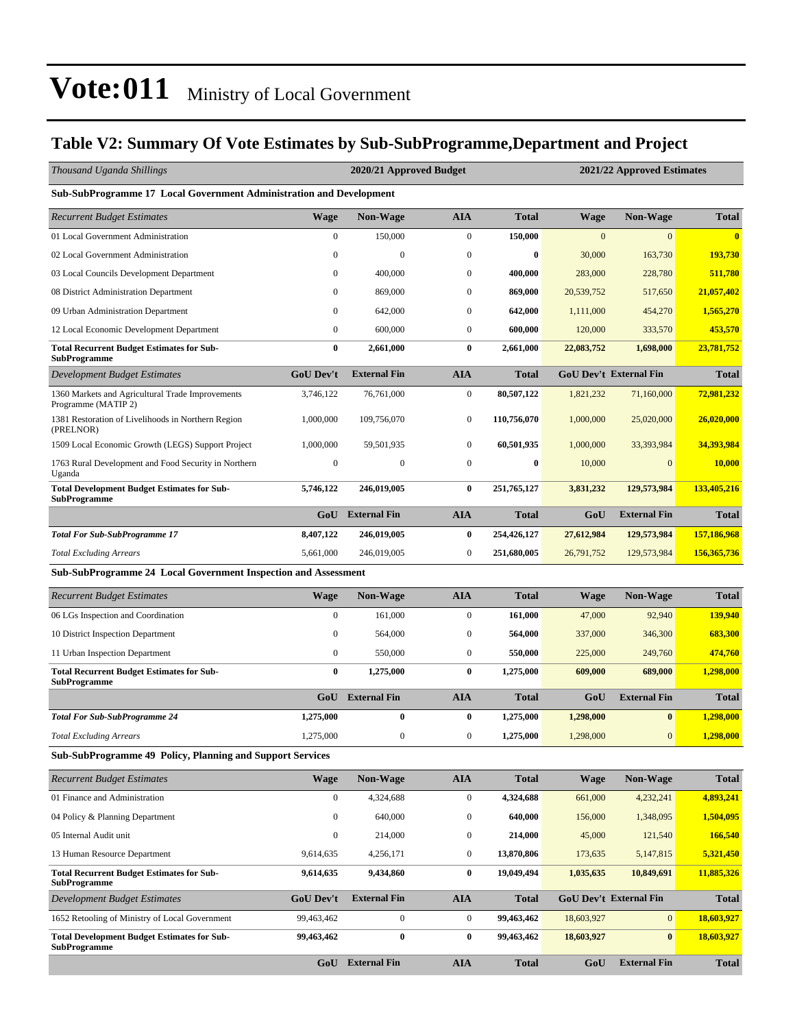# Vote:011 Ministry of Local Government

## Table V2: Summary Of Vote Estimates by Sub-SubProgramme,Department and Project

| *Thousand Uganda Shillings* | 2020/21 Approved Budget | | | | 2021/22 Approved Estimates | | |
|---|---|---|---|---|---|---|---|
| **Sub-SubProgramme 17 Local Government Administration and Development** | | | | | | | |
| *Recurrent Budget Estimates* | **Wage** | **Non-Wage** | **AIA** | **Total** | **Wage** | **Non-Wage** | **Total** |
| 01 Local Government Administration | 0 | 150,000 | 0 | **150,000** | 0 | 0 | **0** |
| 02 Local Government Administration | 0 | 0 | 0 | **0** | 30,000 | 163,730 | **193,730** |
| 03 Local Councils Development Department | 0 | 400,000 | 0 | **400,000** | 283,000 | 228,780 | **511,780** |
| 08 District Administration Department | 0 | 869,000 | 0 | **869,000** | 20,539,752 | 517,650 | **21,057,402** |
| 09 Urban Administration Department | 0 | 642,000 | 0 | **642,000** | 1,111,000 | 454,270 | **1,565,270** |
| 12 Local Economic Development Department | 0 | 600,000 | 0 | **600,000** | 120,000 | 333,570 | **453,570** |
| **Total Recurrent Budget Estimates for Sub-SubProgramme** | **0** | **2,661,000** | **0** | **2,661,000** | **22,083,752** | **1,698,000** | **23,781,752** |
| *Development Budget Estimates* | **GoU Dev't** | **External Fin** | **AIA** | **Total** | **GoU Dev't** | **External Fin** | **Total** |
| 1360 Markets and Agricultural Trade Improvements Programme (MATIP 2) | 3,746,122 | 76,761,000 | 0 | **80,507,122** | 1,821,232 | 71,160,000 | **72,981,232** |
| 1381 Restoration of Livelihoods in Northern Region (PRELNOR) | 1,000,000 | 109,756,070 | 0 | **110,756,070** | 1,000,000 | 25,020,000 | **26,020,000** |
| 1509 Local Economic Growth (LEGS) Support Project | 1,000,000 | 59,501,935 | 0 | **60,501,935** | 1,000,000 | 33,393,984 | **34,393,984** |
| 1763 Rural Development and Food Security in Northern Uganda | 0 | 0 | 0 | **0** | 10,000 | 0 | **10,000** |
| **Total Development Budget Estimates for Sub-SubProgramme** | **5,746,122** | **246,019,005** | **0** | **251,765,127** | **3,831,232** | **129,573,984** | **133,405,216** |
| | **GoU** | **External Fin** | **AIA** | **Total** | **GoU** | **External Fin** | **Total** |
| ***Total For Sub-SubProgramme 17*** | **8,407,122** | **246,019,005** | **0** | **254,426,127** | **27,612,984** | **129,573,984** | **157,186,968** |
| *Total Excluding Arrears* | 5,661,000 | 246,019,005 | 0 | 251,680,005 | 26,791,752 | 129,573,984 | **156,365,736** |
| **Sub-SubProgramme 24 Local Government Inspection and Assessment** | | | | | | | |
| *Recurrent Budget Estimates* | **Wage** | **Non-Wage** | **AIA** | **Total** | **Wage** | **Non-Wage** | **Total** |
| 06 LGs Inspection and Coordination | 0 | 161,000 | 0 | **161,000** | 47,000 | 92,940 | **139,940** |
| 10 District Inspection Department | 0 | 564,000 | 0 | **564,000** | 337,000 | 346,300 | **683,300** |
| 11 Urban Inspection Department | 0 | 550,000 | 0 | **550,000** | 225,000 | 249,760 | **474,760** |
| **Total Recurrent Budget Estimates for Sub-SubProgramme** | **0** | **1,275,000** | **0** | **1,275,000** | **609,000** | **689,000** | **1,298,000** |
| | **GoU** | **External Fin** | **AIA** | **Total** | **GoU** | **External Fin** | **Total** |
| ***Total For Sub-SubProgramme 24*** | **1,275,000** | **0** | **0** | **1,275,000** | **1,298,000** | **0** | **1,298,000** |
| *Total Excluding Arrears* | 1,275,000 | 0 | 0 | 1,275,000 | 1,298,000 | 0 | **1,298,000** |
| **Sub-SubProgramme 49 Policy, Planning and Support Services** | | | | | | | |
| *Recurrent Budget Estimates* | **Wage** | **Non-Wage** | **AIA** | **Total** | **Wage** | **Non-Wage** | **Total** |
| 01 Finance and Administration | 0 | 4,324,688 | 0 | **4,324,688** | 661,000 | 4,232,241 | **4,893,241** |
| 04 Policy & Planning Department | 0 | 640,000 | 0 | **640,000** | 156,000 | 1,348,095 | **1,504,095** |
| 05 Internal Audit unit | 0 | 214,000 | 0 | **214,000** | 45,000 | 121,540 | **166,540** |
| 13 Human Resource Department | 9,614,635 | 4,256,171 | 0 | **13,870,806** | 173,635 | 5,147,815 | **5,321,450** |
| **Total Recurrent Budget Estimates for Sub-SubProgramme** | **9,614,635** | **9,434,860** | **0** | **19,049,494** | **1,035,635** | **10,849,691** | **11,885,326** |
| *Development Budget Estimates* | **GoU Dev't** | **External Fin** | **AIA** | **Total** | **GoU Dev't** | **External Fin** | **Total** |
| 1652 Retooling of Ministry of Local Government | 99,463,462 | 0 | 0 | **99,463,462** | 18,603,927 | 0 | **18,603,927** |
| **Total Development Budget Estimates for Sub-SubProgramme** | **99,463,462** | **0** | **0** | **99,463,462** | **18,603,927** | **0** | **18,603,927** |
| | **GoU** | **External Fin** | **AIA** | **Total** | **GoU** | **External Fin** | **Total** |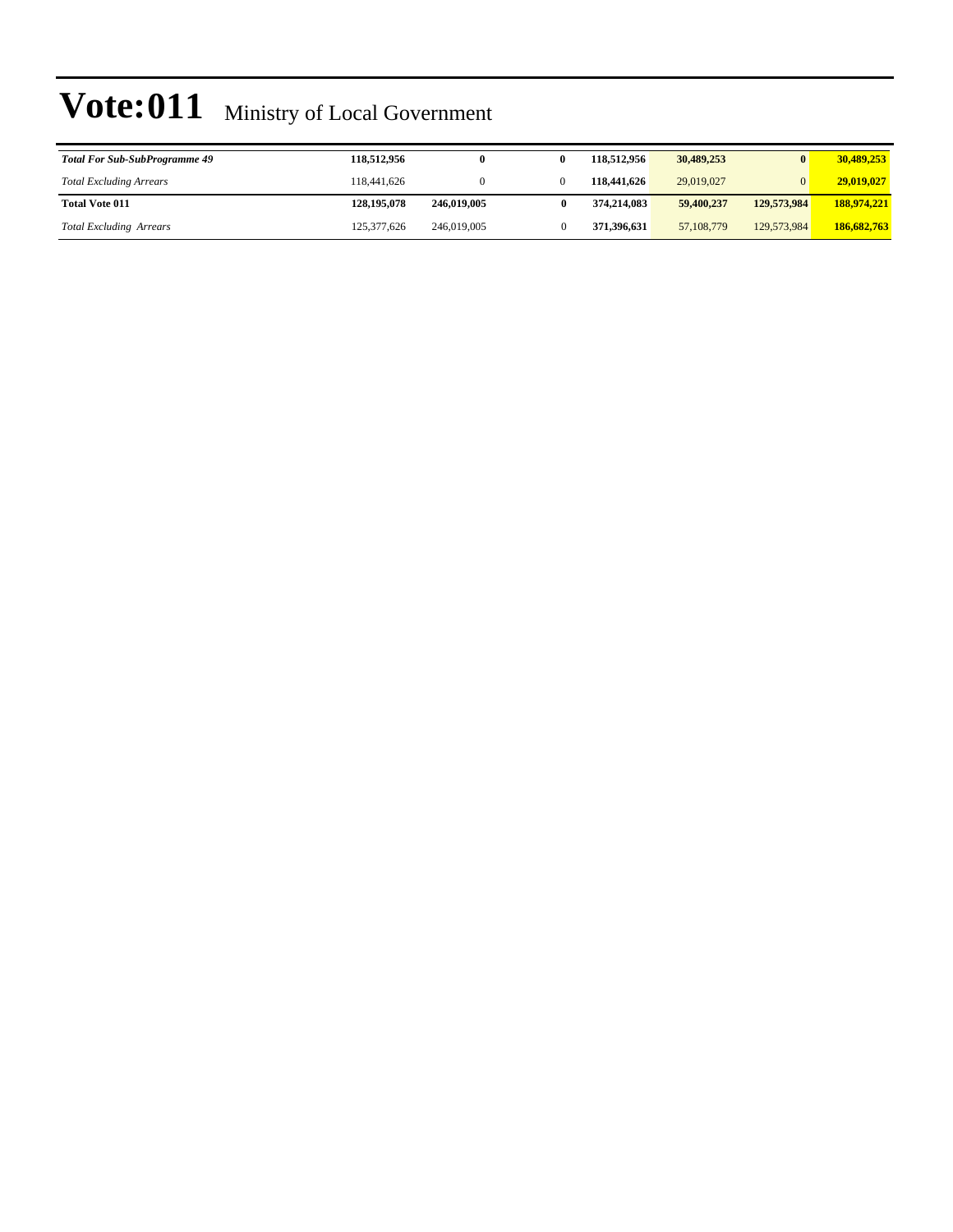# Vote:011 Ministry of Local Government

| | | | | | | | |
|---|---|---|---|---|---|---|---|
| ***Total For Sub-SubProgramme 49*** | **118,512,956** | **0** | **0** | **118,512,956** | **30,489,253** | **0** | **30,489,253** |
| *Total Excluding Arrears* | 118,441,626 | 0 | 0 | **118,441,626** | 29,019,027 | 0 | **29,019,027** |
| **Total Vote 011** | **128,195,078** | **246,019,005** | **0** | **374,214,083** | **59,400,237** | **129,573,984** | **188,974,221** |
| *Total Excluding Arrears* | 125,377,626 | 246,019,005 | 0 | **371,396,631** | 57,108,779 | 129,573,984 | **186,682,763** |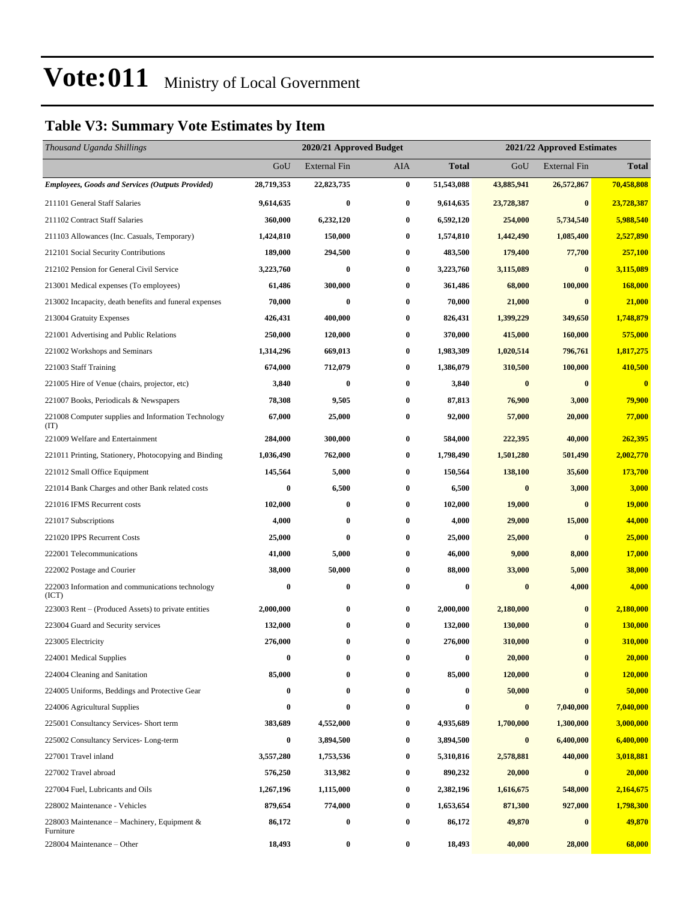# Vote:011 Ministry of Local Government

## Table V3: Summary Vote Estimates by Item

| *Thousand Uganda Shillings* | 2020/21 Approved Budget | | | | 2021/22 Approved Estimates | | |
|---|---|---|---|---|---|---|---|
| | GoU | External Fin | AIA | **Total** | GoU | External Fin | **Total** |
| ***Employees, Goods and Services (Outputs Provided)*** | **28,719,353** | **22,823,735** | **0** | **51,543,088** | **43,885,941** | **26,572,867** | **70,458,808** |
| 211101 General Staff Salaries | **9,614,635** | **0** | **0** | **9,614,635** | **23,728,387** | **0** | **23,728,387** |
| 211102 Contract Staff Salaries | **360,000** | **6,232,120** | **0** | **6,592,120** | **254,000** | **5,734,540** | **5,988,540** |
| 211103 Allowances (Inc. Casuals, Temporary) | **1,424,810** | **150,000** | **0** | **1,574,810** | **1,442,490** | **1,085,400** | **2,527,890** |
| 212101 Social Security Contributions | **189,000** | **294,500** | **0** | **483,500** | **179,400** | **77,700** | **257,100** |
| 212102 Pension for General Civil Service | **3,223,760** | **0** | **0** | **3,223,760** | **3,115,089** | **0** | **3,115,089** |
| 213001 Medical expenses (To employees) | **61,486** | **300,000** | **0** | **361,486** | **68,000** | **100,000** | **168,000** |
| 213002 Incapacity, death benefits and funeral expenses | **70,000** | **0** | **0** | **70,000** | **21,000** | **0** | **21,000** |
| 213004 Gratuity Expenses | **426,431** | **400,000** | **0** | **826,431** | **1,399,229** | **349,650** | **1,748,879** |
| 221001 Advertising and Public Relations | **250,000** | **120,000** | **0** | **370,000** | **415,000** | **160,000** | **575,000** |
| 221002 Workshops and Seminars | **1,314,296** | **669,013** | **0** | **1,983,309** | **1,020,514** | **796,761** | **1,817,275** |
| 221003 Staff Training | **674,000** | **712,079** | **0** | **1,386,079** | **310,500** | **100,000** | **410,500** |
| 221005 Hire of Venue (chairs, projector, etc) | **3,840** | **0** | **0** | **3,840** | **0** | **0** | **0** |
| 221007 Books, Periodicals & Newspapers | **78,308** | **9,505** | **0** | **87,813** | **76,900** | **3,000** | **79,900** |
| 221008 Computer supplies and Information Technology (IT) | **67,000** | **25,000** | **0** | **92,000** | **57,000** | **20,000** | **77,000** |
| 221009 Welfare and Entertainment | **284,000** | **300,000** | **0** | **584,000** | **222,395** | **40,000** | **262,395** |
| 221011 Printing, Stationery, Photocopying and Binding | **1,036,490** | **762,000** | **0** | **1,798,490** | **1,501,280** | **501,490** | **2,002,770** |
| 221012 Small Office Equipment | **145,564** | **5,000** | **0** | **150,564** | **138,100** | **35,600** | **173,700** |
| 221014 Bank Charges and other Bank related costs | **0** | **6,500** | **0** | **6,500** | **0** | **3,000** | **3,000** |
| 221016 IFMS Recurrent costs | **102,000** | **0** | **0** | **102,000** | **19,000** | **0** | **19,000** |
| 221017 Subscriptions | **4,000** | **0** | **0** | **4,000** | **29,000** | **15,000** | **44,000** |
| 221020 IPPS Recurrent Costs | **25,000** | **0** | **0** | **25,000** | **25,000** | **0** | **25,000** |
| 222001 Telecommunications | **41,000** | **5,000** | **0** | **46,000** | **9,000** | **8,000** | **17,000** |
| 222002 Postage and Courier | **38,000** | **50,000** | **0** | **88,000** | **33,000** | **5,000** | **38,000** |
| 222003 Information and communications technology (ICT) | **0** | **0** | **0** | **0** | **0** | **4,000** | **4,000** |
| 223003 Rent – (Produced Assets) to private entities | **2,000,000** | **0** | **0** | **2,000,000** | **2,180,000** | **0** | **2,180,000** |
| 223004 Guard and Security services | **132,000** | **0** | **0** | **132,000** | **130,000** | **0** | **130,000** |
| 223005 Electricity | **276,000** | **0** | **0** | **276,000** | **310,000** | **0** | **310,000** |
| 224001 Medical Supplies | **0** | **0** | **0** | **0** | **20,000** | **0** | **20,000** |
| 224004 Cleaning and Sanitation | **85,000** | **0** | **0** | **85,000** | **120,000** | **0** | **120,000** |
| 224005 Uniforms, Beddings and Protective Gear | **0** | **0** | **0** | **0** | **50,000** | **0** | **50,000** |
| 224006 Agricultural Supplies | **0** | **0** | **0** | **0** | **0** | **7,040,000** | **7,040,000** |
| 225001 Consultancy Services- Short term | **383,689** | **4,552,000** | **0** | **4,935,689** | **1,700,000** | **1,300,000** | **3,000,000** |
| 225002 Consultancy Services- Long-term | **0** | **3,894,500** | **0** | **3,894,500** | **0** | **6,400,000** | **6,400,000** |
| 227001 Travel inland | **3,557,280** | **1,753,536** | **0** | **5,310,816** | **2,578,881** | **440,000** | **3,018,881** |
| 227002 Travel abroad | **576,250** | **313,982** | **0** | **890,232** | **20,000** | **0** | **20,000** |
| 227004 Fuel, Lubricants and Oils | **1,267,196** | **1,115,000** | **0** | **2,382,196** | **1,616,675** | **548,000** | **2,164,675** |
| 228002 Maintenance - Vehicles | **879,654** | **774,000** | **0** | **1,653,654** | **871,300** | **927,000** | **1,798,300** |
| 228003 Maintenance – Machinery, Equipment & Furniture | **86,172** | **0** | **0** | **86,172** | **49,870** | **0** | **49,870** |
| 228004 Maintenance – Other | **18,493** | **0** | **0** | **18,493** | **40,000** | **28,000** | **68,000** |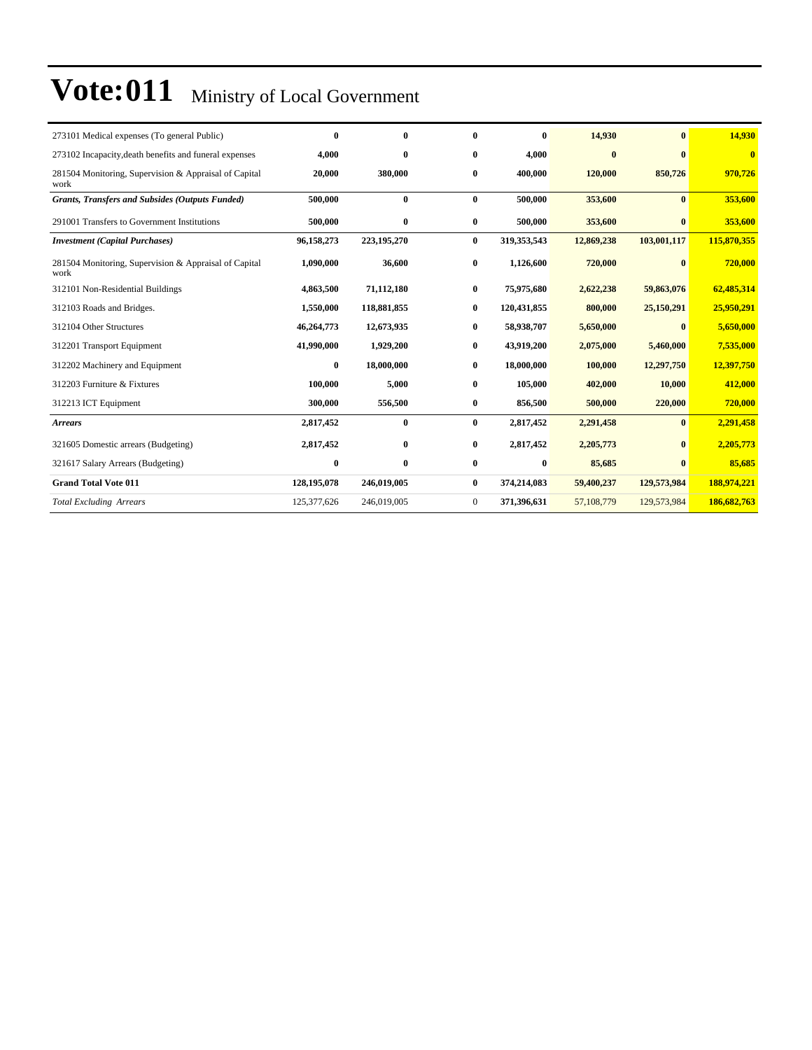# Vote:011 Ministry of Local Government

| | | | | | | | |
|---|---|---|---|---|---|---|---|
| 273101 Medical expenses (To general Public) | **0** | **0** | **0** | **0** | **14,930** | **0** | **14,930** |
| 273102 Incapacity,death benefits and funeral expenses | **4,000** | **0** | **0** | **4,000** | **0** | **0** | **0** |
| 281504 Monitoring, Supervision & Appraisal of Capital work | **20,000** | **380,000** | **0** | **400,000** | **120,000** | **850,726** | **970,726** |
| ***Grants, Transfers and Subsides (Outputs Funded)*** | **500,000** | **0** | **0** | **500,000** | **353,600** | **0** | **353,600** |
| 291001 Transfers to Government Institutions | **500,000** | **0** | **0** | **500,000** | **353,600** | **0** | **353,600** |
| ***Investment (Capital Purchases)*** | **96,158,273** | **223,195,270** | **0** | **319,353,543** | **12,869,238** | **103,001,117** | **115,870,355** |
| 281504 Monitoring, Supervision & Appraisal of Capital work | **1,090,000** | **36,600** | **0** | **1,126,600** | **720,000** | **0** | **720,000** |
| 312101 Non-Residential Buildings | **4,863,500** | **71,112,180** | **0** | **75,975,680** | **2,622,238** | **59,863,076** | **62,485,314** |
| 312103 Roads and Bridges. | **1,550,000** | **118,881,855** | **0** | **120,431,855** | **800,000** | **25,150,291** | **25,950,291** |
| 312104 Other Structures | **46,264,773** | **12,673,935** | **0** | **58,938,707** | **5,650,000** | **0** | **5,650,000** |
| 312201 Transport Equipment | **41,990,000** | **1,929,200** | **0** | **43,919,200** | **2,075,000** | **5,460,000** | **7,535,000** |
| 312202 Machinery and Equipment | **0** | **18,000,000** | **0** | **18,000,000** | **100,000** | **12,297,750** | **12,397,750** |
| 312203 Furniture & Fixtures | **100,000** | **5,000** | **0** | **105,000** | **402,000** | **10,000** | **412,000** |
| 312213 ICT Equipment | **300,000** | **556,500** | **0** | **856,500** | **500,000** | **220,000** | **720,000** |
| ***Arrears*** | **2,817,452** | **0** | **0** | **2,817,452** | **2,291,458** | **0** | **2,291,458** |
| 321605 Domestic arrears (Budgeting) | **2,817,452** | **0** | **0** | **2,817,452** | **2,205,773** | **0** | **2,205,773** |
| 321617 Salary Arrears (Budgeting) | **0** | **0** | **0** | **0** | **85,685** | **0** | **85,685** |
| **Grand Total Vote 011** | **128,195,078** | **246,019,005** | **0** | **374,214,083** | **59,400,237** | **129,573,984** | **188,974,221** |
| *Total Excluding Arrears* | 125,377,626 | 246,019,005 | 0 | **371,396,631** | 57,108,779 | 129,573,984 | **186,682,763** |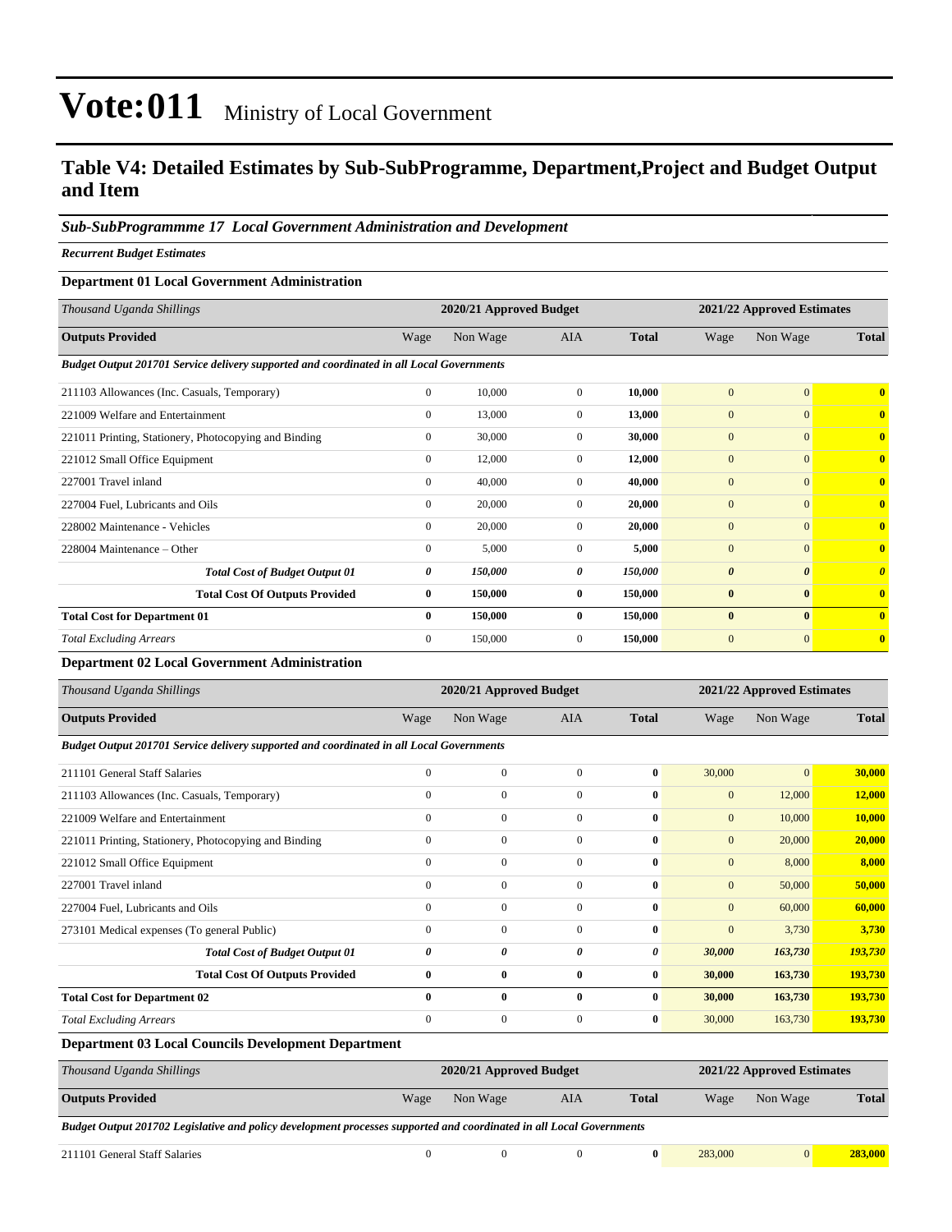# Vote:011 Ministry of Local Government

## Table V4: Detailed Estimates by Sub-SubProgramme, Department,Project and Budget Output and Item

### *Sub-SubProgrammme 17 Local Government Administration and Development*

***Recurrent Budget Estimates***

**Department 01 Local Government Administration**

| *Thousand Uganda Shillings* | 2020/21 Approved Budget | | | | 2021/22 Approved Estimates | | |
|---|---|---|---|---|---|---|---|
| **Outputs Provided** | Wage | Non Wage | AIA | **Total** | Wage | Non Wage | **Total** |
| ***Budget Output 201701 Service delivery supported and coordinated in all Local Governments*** | | | | | | | |
| 211103 Allowances (Inc. Casuals, Temporary) | 0 | 10,000 | 0 | **10,000** | 0 | 0 | **0** |
| 221009 Welfare and Entertainment | 0 | 13,000 | 0 | **13,000** | 0 | 0 | **0** |
| 221011 Printing, Stationery, Photocopying and Binding | 0 | 30,000 | 0 | **30,000** | 0 | 0 | **0** |
| 221012 Small Office Equipment | 0 | 12,000 | 0 | **12,000** | 0 | 0 | **0** |
| 227001 Travel inland | 0 | 40,000 | 0 | **40,000** | 0 | 0 | **0** |
| 227004 Fuel, Lubricants and Oils | 0 | 20,000 | 0 | **20,000** | 0 | 0 | **0** |
| 228002 Maintenance - Vehicles | 0 | 20,000 | 0 | **20,000** | 0 | 0 | **0** |
| 228004 Maintenance – Other | 0 | 5,000 | 0 | **5,000** | 0 | 0 | **0** |
| ***Total Cost of Budget Output 01*** | ***0*** | ***150,000*** | ***0*** | ***150,000*** | ***0*** | ***0*** | ***0*** |
| **Total Cost Of Outputs Provided** | **0** | **150,000** | **0** | **150,000** | **0** | **0** | **0** |
| **Total Cost for Department 01** | **0** | **150,000** | **0** | **150,000** | **0** | **0** | **0** |
| *Total Excluding Arrears* | 0 | 150,000 | 0 | **150,000** | 0 | 0 | **0** |

**Department 02 Local Government Administration**

| *Thousand Uganda Shillings* | 2020/21 Approved Budget | | | | 2021/22 Approved Estimates | | |
|---|---|---|---|---|---|---|---|
| **Outputs Provided** | Wage | Non Wage | AIA | **Total** | Wage | Non Wage | **Total** |
| ***Budget Output 201701 Service delivery supported and coordinated in all Local Governments*** | | | | | | | |
| 211101 General Staff Salaries | 0 | 0 | 0 | **0** | 30,000 | 0 | **30,000** |
| 211103 Allowances (Inc. Casuals, Temporary) | 0 | 0 | 0 | **0** | 0 | 12,000 | **12,000** |
| 221009 Welfare and Entertainment | 0 | 0 | 0 | **0** | 0 | 10,000 | **10,000** |
| 221011 Printing, Stationery, Photocopying and Binding | 0 | 0 | 0 | **0** | 0 | 20,000 | **20,000** |
| 221012 Small Office Equipment | 0 | 0 | 0 | **0** | 0 | 8,000 | **8,000** |
| 227001 Travel inland | 0 | 0 | 0 | **0** | 0 | 50,000 | **50,000** |
| 227004 Fuel, Lubricants and Oils | 0 | 0 | 0 | **0** | 0 | 60,000 | **60,000** |
| 273101 Medical expenses (To general Public) | 0 | 0 | 0 | **0** | 0 | 3,730 | **3,730** |
| ***Total Cost of Budget Output 01*** | ***0*** | ***0*** | ***0*** | ***0*** | ***30,000*** | ***163,730*** | ***193,730*** |
| **Total Cost Of Outputs Provided** | **0** | **0** | **0** | **0** | **30,000** | **163,730** | **193,730** |
| **Total Cost for Department 02** | **0** | **0** | **0** | **0** | **30,000** | **163,730** | **193,730** |
| *Total Excluding Arrears* | 0 | 0 | 0 | **0** | 30,000 | 163,730 | **193,730** |

**Department 03 Local Councils Development Department**

| *Thousand Uganda Shillings* | 2020/21 Approved Budget | | | | 2021/22 Approved Estimates | | |
|---|---|---|---|---|---|---|---|
| **Outputs Provided** | Wage | Non Wage | AIA | **Total** | Wage | Non Wage | **Total** |
| ***Budget Output 201702 Legislative and policy development processes supported and coordinated in all Local Governments*** | | | | | | | |
| 211101 General Staff Salaries | 0 | 0 | 0 | **0** | 283,000 | 0 | **283,000** |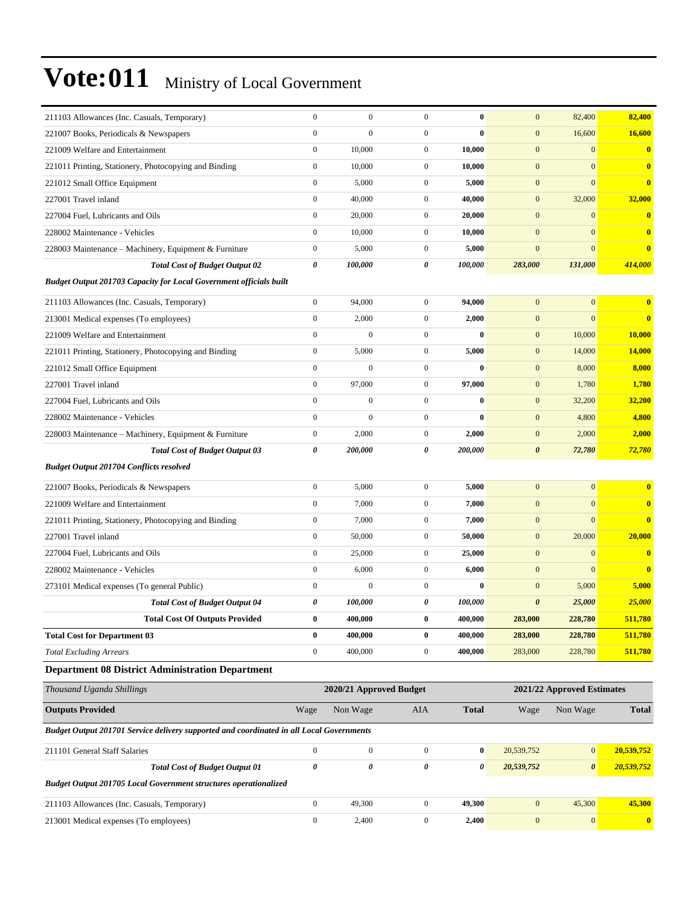# Vote:011 Ministry of Local Government

| | | | | | | | |
|---|---|---|---|---|---|---|---|
| 211103 Allowances (Inc. Casuals, Temporary) | 0 | 0 | 0 | **0** | 0 | 82,400 | **82,400** |
| 221007 Books, Periodicals & Newspapers | 0 | 0 | 0 | **0** | 0 | 16,600 | **16,600** |
| 221009 Welfare and Entertainment | 0 | 10,000 | 0 | **10,000** | 0 | 0 | **0** |
| 221011 Printing, Stationery, Photocopying and Binding | 0 | 10,000 | 0 | **10,000** | 0 | 0 | **0** |
| 221012 Small Office Equipment | 0 | 5,000 | 0 | **5,000** | 0 | 0 | **0** |
| 227001 Travel inland | 0 | 40,000 | 0 | **40,000** | 0 | 32,000 | **32,000** |
| 227004 Fuel, Lubricants and Oils | 0 | 20,000 | 0 | **20,000** | 0 | 0 | **0** |
| 228002 Maintenance - Vehicles | 0 | 10,000 | 0 | **10,000** | 0 | 0 | **0** |
| 228003 Maintenance – Machinery, Equipment & Furniture | 0 | 5,000 | 0 | **5,000** | 0 | 0 | **0** |
| ***Total Cost of Budget Output 02*** | ***0*** | ***100,000*** | ***0*** | ***100,000*** | ***283,000*** | ***131,000*** | ***414,000*** |
| ***Budget Output 201703 Capacity for Local Government officials built*** | | | | | | | |
| 211103 Allowances (Inc. Casuals, Temporary) | 0 | 94,000 | 0 | **94,000** | 0 | 0 | **0** |
| 213001 Medical expenses (To employees) | 0 | 2,000 | 0 | **2,000** | 0 | 0 | **0** |
| 221009 Welfare and Entertainment | 0 | 0 | 0 | **0** | 0 | 10,000 | **10,000** |
| 221011 Printing, Stationery, Photocopying and Binding | 0 | 5,000 | 0 | **5,000** | 0 | 14,000 | **14,000** |
| 221012 Small Office Equipment | 0 | 0 | 0 | **0** | 0 | 8,000 | **8,000** |
| 227001 Travel inland | 0 | 97,000 | 0 | **97,000** | 0 | 1,780 | **1,780** |
| 227004 Fuel, Lubricants and Oils | 0 | 0 | 0 | **0** | 0 | 32,200 | **32,200** |
| 228002 Maintenance - Vehicles | 0 | 0 | 0 | **0** | 0 | 4,800 | **4,800** |
| 228003 Maintenance – Machinery, Equipment & Furniture | 0 | 2,000 | 0 | **2,000** | 0 | 2,000 | **2,000** |
| ***Total Cost of Budget Output 03*** | ***0*** | ***200,000*** | ***0*** | ***200,000*** | ***0*** | ***72,780*** | ***72,780*** |
| ***Budget Output 201704 Conflicts resolved*** | | | | | | | |
| 221007 Books, Periodicals & Newspapers | 0 | 5,000 | 0 | **5,000** | 0 | 0 | **0** |
| 221009 Welfare and Entertainment | 0 | 7,000 | 0 | **7,000** | 0 | 0 | **0** |
| 221011 Printing, Stationery, Photocopying and Binding | 0 | 7,000 | 0 | **7,000** | 0 | 0 | **0** |
| 227001 Travel inland | 0 | 50,000 | 0 | **50,000** | 0 | 20,000 | **20,000** |
| 227004 Fuel, Lubricants and Oils | 0 | 25,000 | 0 | **25,000** | 0 | 0 | **0** |
| 228002 Maintenance - Vehicles | 0 | 6,000 | 0 | **6,000** | 0 | 0 | **0** |
| 273101 Medical expenses (To general Public) | 0 | 0 | 0 | **0** | 0 | 5,000 | **5,000** |
| ***Total Cost of Budget Output 04*** | ***0*** | ***100,000*** | ***0*** | ***100,000*** | ***0*** | ***25,000*** | ***25,000*** |
| **Total Cost Of Outputs Provided** | **0** | **400,000** | **0** | **400,000** | **283,000** | **228,780** | **511,780** |
| **Total Cost for Department 03** | **0** | **400,000** | **0** | **400,000** | **283,000** | **228,780** | **511,780** |
| *Total Excluding Arrears* | 0 | 400,000 | 0 | **400,000** | 283,000 | 228,780 | **511,780** |

### Department 08 District Administration Department

| *Thousand Uganda Shillings* | 2020/21 Approved Budget | | | | 2021/22 Approved Estimates | | |
|---|---|---|---|---|---|---|---|
| **Outputs Provided** | Wage | Non Wage | AIA | **Total** | Wage | Non Wage | **Total** |
| ***Budget Output 201701 Service delivery supported and coordinated in all Local Governments*** | | | | | | | |
| 211101 General Staff Salaries | 0 | 0 | 0 | **0** | 20,539,752 | 0 | **20,539,752** |
| ***Total Cost of Budget Output 01*** | ***0*** | ***0*** | ***0*** | ***0*** | ***20,539,752*** | ***0*** | ***20,539,752*** |
| ***Budget Output 201705 Local Government structures operationalized*** | | | | | | | |
| 211103 Allowances (Inc. Casuals, Temporary) | 0 | 49,300 | 0 | **49,300** | 0 | 45,300 | **45,300** |
| 213001 Medical expenses (To employees) | 0 | 2,400 | 0 | **2,400** | 0 | 0 | **0** |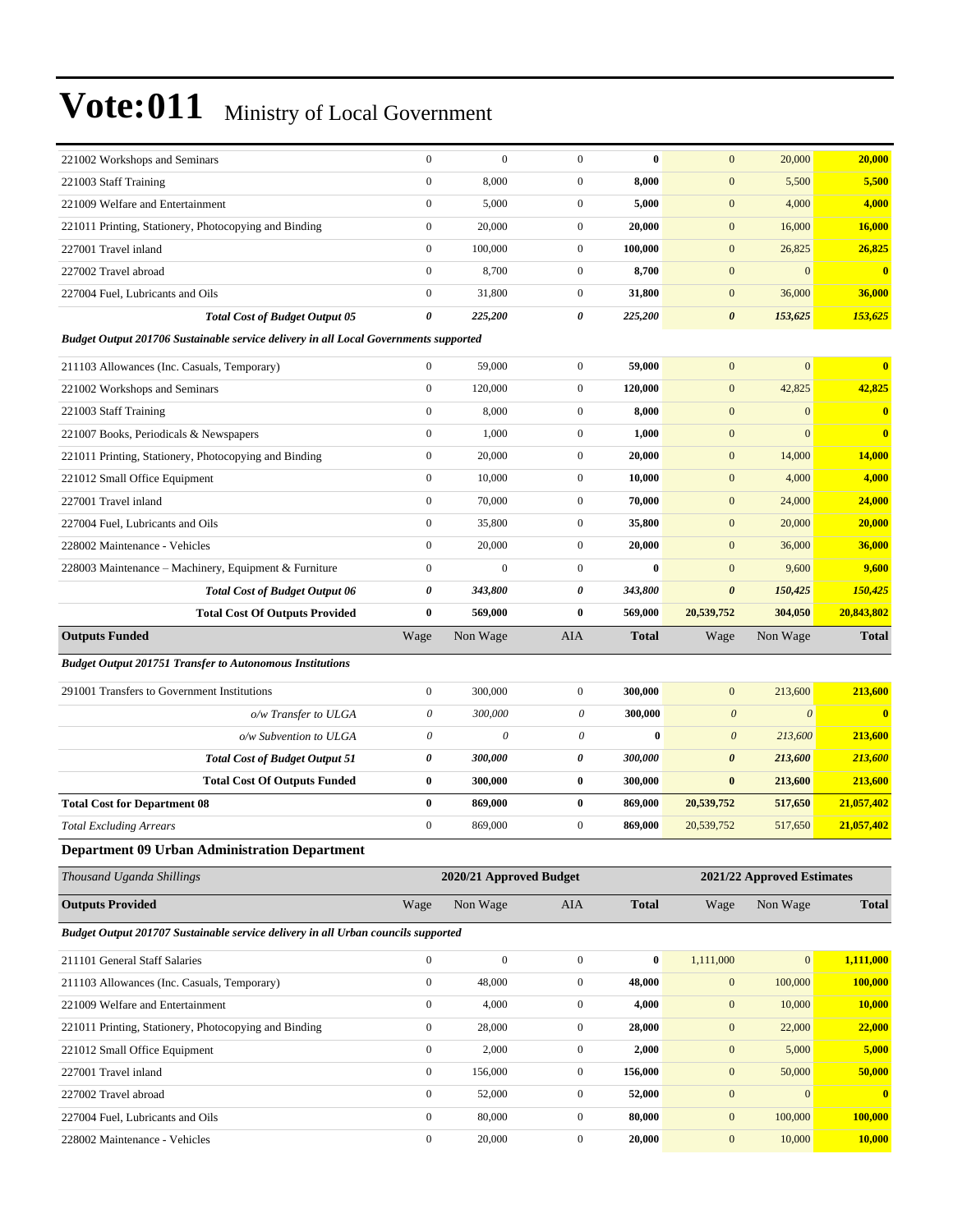# Vote:011 Ministry of Local Government

| | | | | | | | |
|---|---|---|---|---|---|---|---|
| 221002 Workshops and Seminars | 0 | 0 | 0 | **0** | 0 | 20,000 | **20,000** |
| 221003 Staff Training | 0 | 8,000 | 0 | **8,000** | 0 | 5,500 | **5,500** |
| 221009 Welfare and Entertainment | 0 | 5,000 | 0 | **5,000** | 0 | 4,000 | **4,000** |
| 221011 Printing, Stationery, Photocopying and Binding | 0 | 20,000 | 0 | **20,000** | 0 | 16,000 | **16,000** |
| 227001 Travel inland | 0 | 100,000 | 0 | **100,000** | 0 | 26,825 | **26,825** |
| 227002 Travel abroad | 0 | 8,700 | 0 | **8,700** | 0 | 0 | **0** |
| 227004 Fuel, Lubricants and Oils | 0 | 31,800 | 0 | **31,800** | 0 | 36,000 | **36,000** |
| ***Total Cost of Budget Output 05*** | ***0*** | ***225,200*** | ***0*** | ***225,200*** | ***0*** | ***153,625*** | ***153,625*** |
| ***Budget Output 201706 Sustainable service delivery in all Local Governments supported*** | | | | | | | |
| 211103 Allowances (Inc. Casuals, Temporary) | 0 | 59,000 | 0 | **59,000** | 0 | 0 | **0** |
| 221002 Workshops and Seminars | 0 | 120,000 | 0 | **120,000** | 0 | 42,825 | **42,825** |
| 221003 Staff Training | 0 | 8,000 | 0 | **8,000** | 0 | 0 | **0** |
| 221007 Books, Periodicals & Newspapers | 0 | 1,000 | 0 | **1,000** | 0 | 0 | **0** |
| 221011 Printing, Stationery, Photocopying and Binding | 0 | 20,000 | 0 | **20,000** | 0 | 14,000 | **14,000** |
| 221012 Small Office Equipment | 0 | 10,000 | 0 | **10,000** | 0 | 4,000 | **4,000** |
| 227001 Travel inland | 0 | 70,000 | 0 | **70,000** | 0 | 24,000 | **24,000** |
| 227004 Fuel, Lubricants and Oils | 0 | 35,800 | 0 | **35,800** | 0 | 20,000 | **20,000** |
| 228002 Maintenance - Vehicles | 0 | 20,000 | 0 | **20,000** | 0 | 36,000 | **36,000** |
| 228003 Maintenance – Machinery, Equipment & Furniture | 0 | 0 | 0 | **0** | 0 | 9,600 | **9,600** |
| ***Total Cost of Budget Output 06*** | ***0*** | ***343,800*** | ***0*** | ***343,800*** | ***0*** | ***150,425*** | ***150,425*** |
| **Total Cost Of Outputs Provided** | **0** | **569,000** | **0** | **569,000** | **20,539,752** | **304,050** | **20,843,802** |
| **Outputs Funded** | Wage | Non Wage | AIA | **Total** | Wage | Non Wage | **Total** |
| ***Budget Output 201751 Transfer to Autonomous Institutions*** | | | | | | | |
| 291001 Transfers to Government Institutions | 0 | 300,000 | 0 | **300,000** | 0 | 213,600 | **213,600** |
| *o/w Transfer to ULGA* | *0* | *300,000* | *0* | **300,000** | *0* | *0* | **0** |
| *o/w Subvention to ULGA* | *0* | *0* | *0* | **0** | *0* | *213,600* | **213,600** |
| ***Total Cost of Budget Output 51*** | ***0*** | ***300,000*** | ***0*** | ***300,000*** | ***0*** | ***213,600*** | ***213,600*** |
| **Total Cost Of Outputs Funded** | **0** | **300,000** | **0** | **300,000** | **0** | **213,600** | **213,600** |
| **Total Cost for Department 08** | **0** | **869,000** | **0** | **869,000** | **20,539,752** | **517,650** | **21,057,402** |
| *Total Excluding Arrears* | 0 | 869,000 | 0 | 869,000 | 20,539,752 | 517,650 | **21,057,402** |

### Department 09 Urban Administration Department

| *Thousand Uganda Shillings* | 2020/21 Approved Budget | | | | 2021/22 Approved Estimates | | |
|---|---|---|---|---|---|---|---|
| **Outputs Provided** | Wage | Non Wage | AIA | **Total** | Wage | Non Wage | **Total** |
| ***Budget Output 201707 Sustainable service delivery in all Urban councils supported*** | | | | | | | |
| 211101 General Staff Salaries | 0 | 0 | 0 | **0** | 1,111,000 | 0 | **1,111,000** |
| 211103 Allowances (Inc. Casuals, Temporary) | 0 | 48,000 | 0 | **48,000** | 0 | 100,000 | **100,000** |
| 221009 Welfare and Entertainment | 0 | 4,000 | 0 | **4,000** | 0 | 10,000 | **10,000** |
| 221011 Printing, Stationery, Photocopying and Binding | 0 | 28,000 | 0 | **28,000** | 0 | 22,000 | **22,000** |
| 221012 Small Office Equipment | 0 | 2,000 | 0 | **2,000** | 0 | 5,000 | **5,000** |
| 227001 Travel inland | 0 | 156,000 | 0 | **156,000** | 0 | 50,000 | **50,000** |
| 227002 Travel abroad | 0 | 52,000 | 0 | **52,000** | 0 | 0 | **0** |
| 227004 Fuel, Lubricants and Oils | 0 | 80,000 | 0 | **80,000** | 0 | 100,000 | **100,000** |
| 228002 Maintenance - Vehicles | 0 | 20,000 | 0 | **20,000** | 0 | 10,000 | **10,000** |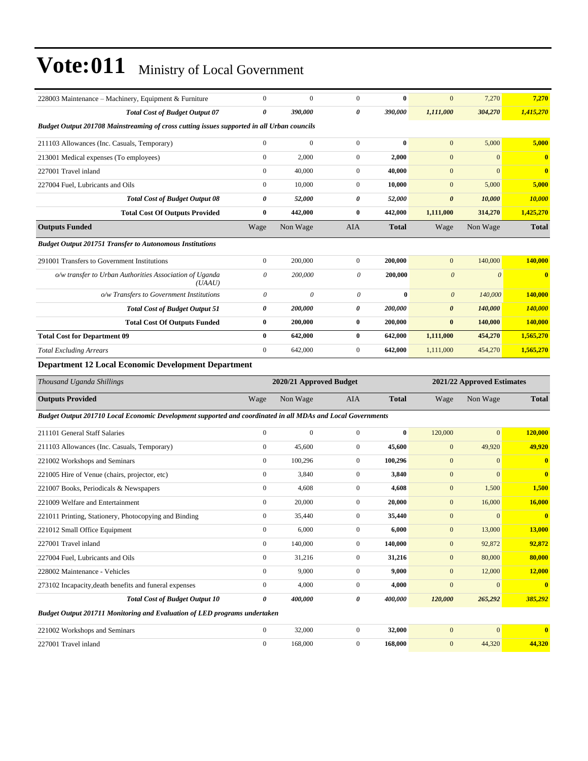# Vote:011 Ministry of Local Government

| | | | | | | | |
|---|---|---|---|---|---|---|---|
| 228003 Maintenance – Machinery, Equipment & Furniture | 0 | 0 | 0 | **0** | 0 | 7,270 | **7,270** |
| ***Total Cost of Budget Output 07*** | ***0*** | ***390,000*** | ***0*** | ***390,000*** | ***1,111,000*** | ***304,270*** | ***1,415,270*** |
| ***Budget Output 201708 Mainstreaming of cross cutting issues supported in all Urban councils*** | | | | | | | |
| 211103 Allowances (Inc. Casuals, Temporary) | 0 | 0 | 0 | **0** | 0 | 5,000 | **5,000** |
| 213001 Medical expenses (To employees) | 0 | 2,000 | 0 | **2,000** | 0 | 0 | **0** |
| 227001 Travel inland | 0 | 40,000 | 0 | **40,000** | 0 | 0 | **0** |
| 227004 Fuel, Lubricants and Oils | 0 | 10,000 | 0 | **10,000** | 0 | 5,000 | **5,000** |
| ***Total Cost of Budget Output 08*** | ***0*** | ***52,000*** | ***0*** | ***52,000*** | ***0*** | ***10,000*** | ***10,000*** |
| **Total Cost Of Outputs Provided** | **0** | **442,000** | **0** | **442,000** | **1,111,000** | **314,270** | **1,425,270** |
| **Outputs Funded** | Wage | Non Wage | AIA | **Total** | Wage | Non Wage | **Total** |
| ***Budget Output 201751 Transfer to Autonomous Institutions*** | | | | | | | |
| 291001 Transfers to Government Institutions | 0 | 200,000 | 0 | **200,000** | 0 | 140,000 | **140,000** |
| *o/w transfer to Urban Authorities Association of Uganda (UAAU)* | *0* | *200,000* | *0* | **200,000** | *0* | *0* | **0** |
| *o/w Transfers to Government Institutions* | *0* | *0* | *0* | **0** | *0* | *140,000* | **140,000** |
| ***Total Cost of Budget Output 51*** | ***0*** | ***200,000*** | ***0*** | ***200,000*** | ***0*** | ***140,000*** | ***140,000*** |
| **Total Cost Of Outputs Funded** | **0** | **200,000** | **0** | **200,000** | **0** | **140,000** | **140,000** |
| **Total Cost for Department 09** | **0** | **642,000** | **0** | **642,000** | **1,111,000** | **454,270** | **1,565,270** |
| *Total Excluding Arrears* | 0 | 642,000 | 0 | **642,000** | 1,111,000 | 454,270 | **1,565,270** |

**Department 12 Local Economic Development Department**

| *Thousand Uganda Shillings* | 2020/21 Approved Budget | | | | 2021/22 Approved Estimates | | |
|---|---|---|---|---|---|---|---|
| **Outputs Provided** | Wage | Non Wage | AIA | **Total** | Wage | Non Wage | **Total** |
| ***Budget Output 201710 Local Economic Development supported and coordinated in all MDAs and Local Governments*** | | | | | | | |
| 211101 General Staff Salaries | 0 | 0 | 0 | **0** | 120,000 | 0 | **120,000** |
| 211103 Allowances (Inc. Casuals, Temporary) | 0 | 45,600 | 0 | **45,600** | 0 | 49,920 | **49,920** |
| 221002 Workshops and Seminars | 0 | 100,296 | 0 | **100,296** | 0 | 0 | **0** |
| 221005 Hire of Venue (chairs, projector, etc) | 0 | 3,840 | 0 | **3,840** | 0 | 0 | **0** |
| 221007 Books, Periodicals & Newspapers | 0 | 4,608 | 0 | **4,608** | 0 | 1,500 | **1,500** |
| 221009 Welfare and Entertainment | 0 | 20,000 | 0 | **20,000** | 0 | 16,000 | **16,000** |
| 221011 Printing, Stationery, Photocopying and Binding | 0 | 35,440 | 0 | **35,440** | 0 | 0 | **0** |
| 221012 Small Office Equipment | 0 | 6,000 | 0 | **6,000** | 0 | 13,000 | **13,000** |
| 227001 Travel inland | 0 | 140,000 | 0 | **140,000** | 0 | 92,872 | **92,872** |
| 227004 Fuel, Lubricants and Oils | 0 | 31,216 | 0 | **31,216** | 0 | 80,000 | **80,000** |
| 228002 Maintenance - Vehicles | 0 | 9,000 | 0 | **9,000** | 0 | 12,000 | **12,000** |
| 273102 Incapacity,death benefits and funeral expenses | 0 | 4,000 | 0 | **4,000** | 0 | 0 | **0** |
| ***Total Cost of Budget Output 10*** | ***0*** | ***400,000*** | ***0*** | ***400,000*** | ***120,000*** | ***265,292*** | ***385,292*** |
| ***Budget Output 201711 Monitoring and Evaluation of LED programs undertaken*** | | | | | | | |
| 221002 Workshops and Seminars | 0 | 32,000 | 0 | **32,000** | 0 | 0 | **0** |
| 227001 Travel inland | 0 | 168,000 | 0 | **168,000** | 0 | 44,320 | **44,320** |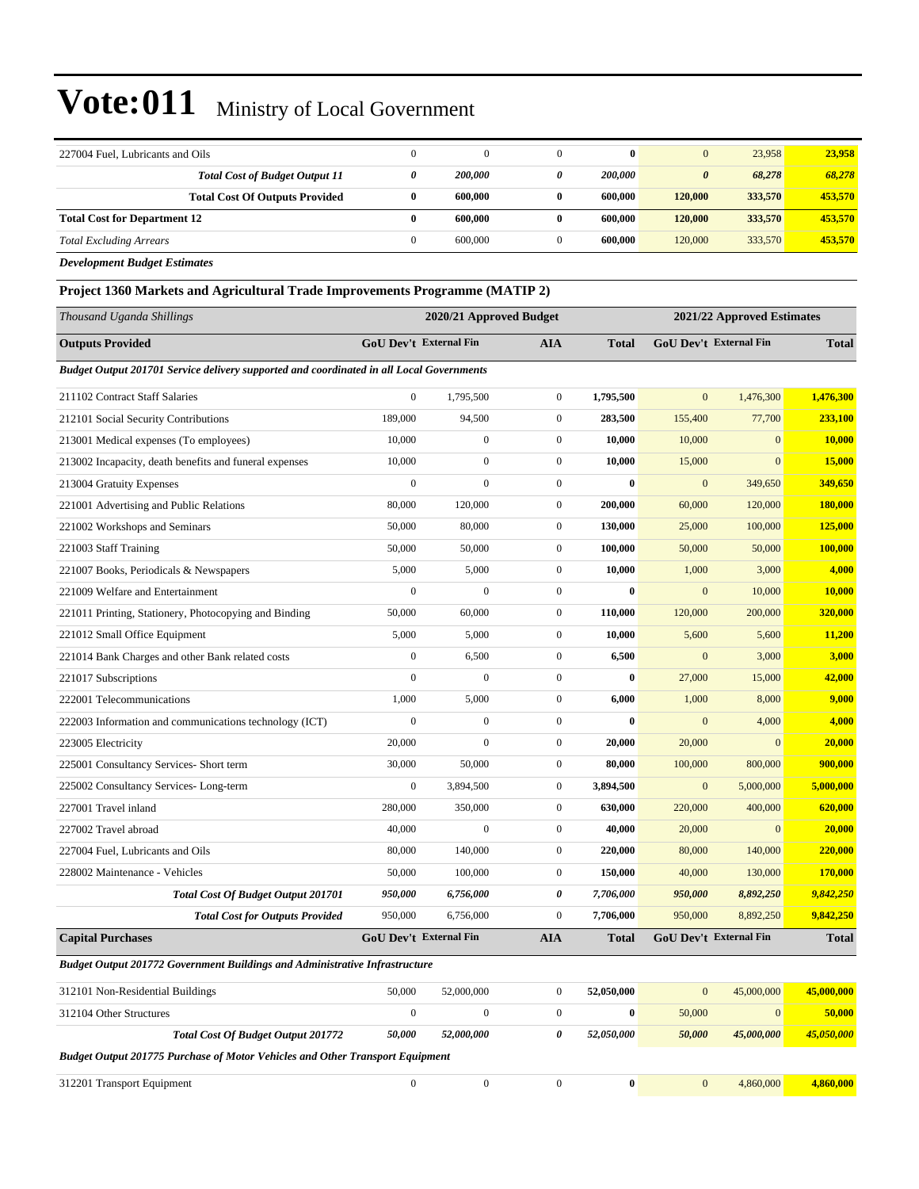# Vote:011 Ministry of Local Government

| | | | | | | | |
|---|---|---|---|---|---|---|---|
| 227004 Fuel, Lubricants and Oils | 0 | 0 | 0 | **0** | 0 | 23,958 | **23,958** |
| ***Total Cost of Budget Output 11*** | ***0*** | ***200,000*** | ***0*** | ***200,000*** | ***0*** | ***68,278*** | ***68,278*** |
| **Total Cost Of Outputs Provided** | **0** | **600,000** | **0** | **600,000** | **120,000** | **333,570** | **453,570** |
| **Total Cost for Department 12** | **0** | **600,000** | **0** | **600,000** | **120,000** | **333,570** | **453,570** |
| *Total Excluding Arrears* | 0 | 600,000 | 0 | **600,000** | 120,000 | 333,570 | **453,570** |

***Development Budget Estimates***

### Project 1360 Markets and Agricultural Trade Improvements Programme (MATIP 2)

| *Thousand Uganda Shillings* | 2020/21 Approved Budget | | | | 2021/22 Approved Estimates | | |
|---|---|---|---|---|---|---|---|
| **Outputs Provided** | **GoU Dev't** | **External Fin** | **AIA** | **Total** | **GoU Dev't** | **External Fin** | **Total** |
| ***Budget Output 201701 Service delivery supported and coordinated in all Local Governments*** | | | | | | | |
| 211102 Contract Staff Salaries | 0 | 1,795,500 | 0 | **1,795,500** | 0 | 1,476,300 | **1,476,300** |
| 212101 Social Security Contributions | 189,000 | 94,500 | 0 | **283,500** | 155,400 | 77,700 | **233,100** |
| 213001 Medical expenses (To employees) | 10,000 | 0 | 0 | **10,000** | 10,000 | 0 | **10,000** |
| 213002 Incapacity, death benefits and funeral expenses | 10,000 | 0 | 0 | **10,000** | 15,000 | 0 | **15,000** |
| 213004 Gratuity Expenses | 0 | 0 | 0 | **0** | 0 | 349,650 | **349,650** |
| 221001 Advertising and Public Relations | 80,000 | 120,000 | 0 | **200,000** | 60,000 | 120,000 | **180,000** |
| 221002 Workshops and Seminars | 50,000 | 80,000 | 0 | **130,000** | 25,000 | 100,000 | **125,000** |
| 221003 Staff Training | 50,000 | 50,000 | 0 | **100,000** | 50,000 | 50,000 | **100,000** |
| 221007 Books, Periodicals & Newspapers | 5,000 | 5,000 | 0 | **10,000** | 1,000 | 3,000 | **4,000** |
| 221009 Welfare and Entertainment | 0 | 0 | 0 | **0** | 0 | 10,000 | **10,000** |
| 221011 Printing, Stationery, Photocopying and Binding | 50,000 | 60,000 | 0 | **110,000** | 120,000 | 200,000 | **320,000** |
| 221012 Small Office Equipment | 5,000 | 5,000 | 0 | **10,000** | 5,600 | 5,600 | **11,200** |
| 221014 Bank Charges and other Bank related costs | 0 | 6,500 | 0 | **6,500** | 0 | 3,000 | **3,000** |
| 221017 Subscriptions | 0 | 0 | 0 | **0** | 27,000 | 15,000 | **42,000** |
| 222001 Telecommunications | 1,000 | 5,000 | 0 | **6,000** | 1,000 | 8,000 | **9,000** |
| 222003 Information and communications technology (ICT) | 0 | 0 | 0 | **0** | 0 | 4,000 | **4,000** |
| 223005 Electricity | 20,000 | 0 | 0 | **20,000** | 20,000 | 0 | **20,000** |
| 225001 Consultancy Services- Short term | 30,000 | 50,000 | 0 | **80,000** | 100,000 | 800,000 | **900,000** |
| 225002 Consultancy Services- Long-term | 0 | 3,894,500 | 0 | **3,894,500** | 0 | 5,000,000 | **5,000,000** |
| 227001 Travel inland | 280,000 | 350,000 | 0 | **630,000** | 220,000 | 400,000 | **620,000** |
| 227002 Travel abroad | 40,000 | 0 | 0 | **40,000** | 20,000 | 0 | **20,000** |
| 227004 Fuel, Lubricants and Oils | 80,000 | 140,000 | 0 | **220,000** | 80,000 | 140,000 | **220,000** |
| 228002 Maintenance - Vehicles | 50,000 | 100,000 | 0 | **150,000** | 40,000 | 130,000 | **170,000** |
| ***Total Cost Of Budget Output 201701*** | ***950,000*** | ***6,756,000*** | ***0*** | ***7,706,000*** | ***950,000*** | ***8,892,250*** | ***9,842,250*** |
| ***Total Cost for Outputs Provided*** | 950,000 | 6,756,000 | 0 | **7,706,000** | 950,000 | 8,892,250 | **9,842,250** |
| **Capital Purchases** | **GoU Dev't** | **External Fin** | **AIA** | **Total** | **GoU Dev't** | **External Fin** | **Total** |
| ***Budget Output 201772 Government Buildings and Administrative Infrastructure*** | | | | | | | |
| 312101 Non-Residential Buildings | 50,000 | 52,000,000 | 0 | **52,050,000** | 0 | 45,000,000 | **45,000,000** |
| 312104 Other Structures | 0 | 0 | 0 | **0** | 50,000 | 0 | **50,000** |
| ***Total Cost Of Budget Output 201772*** | ***50,000*** | ***52,000,000*** | ***0*** | ***52,050,000*** | ***50,000*** | ***45,000,000*** | ***45,050,000*** |
| ***Budget Output 201775 Purchase of Motor Vehicles and Other Transport Equipment*** | | | | | | | |
| 312201 Transport Equipment | 0 | 0 | 0 | **0** | 0 | 4,860,000 | **4,860,000** |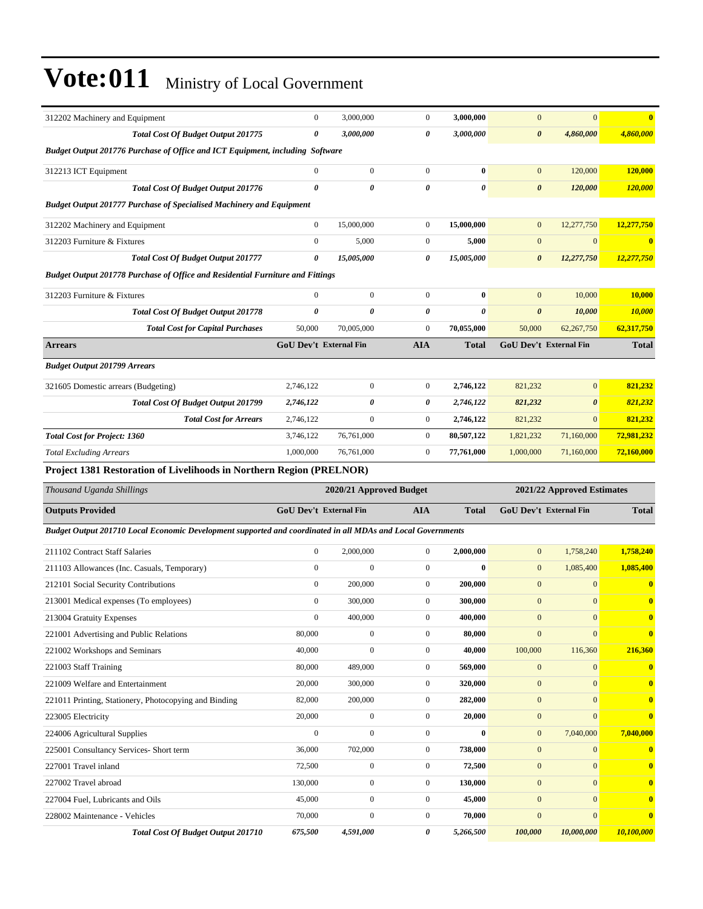# Vote:011 Ministry of Local Government

| | GoU Dev't | External Fin | AIA | Total | GoU Dev't | External Fin | Total |
|---|---|---|---|---|---|---|---|
| 312202 Machinery and Equipment | 0 | 3,000,000 | 0 | **3,000,000** | 0 | 0 | **0** |
| ***Total Cost Of Budget Output 201775*** | ***0*** | ***3,000,000*** | ***0*** | ***3,000,000*** | ***0*** | ***4,860,000*** | ***4,860,000*** |
| ***Budget Output 201776 Purchase of Office and ICT Equipment, including Software*** | | | | | | | |
| 312213 ICT Equipment | 0 | 0 | 0 | **0** | 0 | 120,000 | **120,000** |
| ***Total Cost Of Budget Output 201776*** | ***0*** | ***0*** | ***0*** | ***0*** | ***0*** | ***120,000*** | ***120,000*** |
| ***Budget Output 201777 Purchase of Specialised Machinery and Equipment*** | | | | | | | |
| 312202 Machinery and Equipment | 0 | 15,000,000 | 0 | **15,000,000** | 0 | 12,277,750 | **12,277,750** |
| 312203 Furniture & Fixtures | 0 | 5,000 | 0 | **5,000** | 0 | 0 | **0** |
| ***Total Cost Of Budget Output 201777*** | ***0*** | ***15,005,000*** | ***0*** | ***15,005,000*** | ***0*** | ***12,277,750*** | ***12,277,750*** |
| ***Budget Output 201778 Purchase of Office and Residential Furniture and Fittings*** | | | | | | | |
| 312203 Furniture & Fixtures | 0 | 0 | 0 | **0** | 0 | 10,000 | **10,000** |
| ***Total Cost Of Budget Output 201778*** | ***0*** | ***0*** | ***0*** | ***0*** | ***0*** | ***10,000*** | ***10,000*** |
| ***Total Cost for Capital Purchases*** | 50,000 | 70,005,000 | 0 | **70,055,000** | 50,000 | 62,267,750 | **62,317,750** |
| **Arrears** | **GoU Dev't** | **External Fin** | **AIA** | **Total** | **GoU Dev't** | **External Fin** | **Total** |
| ***Budget Output 201799 Arrears*** | | | | | | | |
| 321605 Domestic arrears (Budgeting) | 2,746,122 | 0 | 0 | **2,746,122** | 821,232 | 0 | **821,232** |
| ***Total Cost Of Budget Output 201799*** | ***2,746,122*** | ***0*** | ***0*** | ***2,746,122*** | ***821,232*** | ***0*** | ***821,232*** |
| ***Total Cost for Arrears*** | 2,746,122 | 0 | 0 | **2,746,122** | 821,232 | 0 | **821,232** |
| ***Total Cost for Project: 1360*** | 3,746,122 | 76,761,000 | 0 | **80,507,122** | 1,821,232 | 71,160,000 | **72,981,232** |
| *Total Excluding Arrears* | 1,000,000 | 76,761,000 | 0 | **77,761,000** | 1,000,000 | 71,160,000 | **72,160,000** |

**Project 1381 Restoration of Livelihoods in Northern Region (PRELNOR)**

| *Thousand Uganda Shillings* | 2020/21 Approved Budget | | | | 2021/22 Approved Estimates | | |
|---|---|---|---|---|---|---|---|
| **Outputs Provided** | **GoU Dev't** | **External Fin** | **AIA** | **Total** | **GoU Dev't** | **External Fin** | **Total** |
| ***Budget Output 201710 Local Economic Development supported and coordinated in all MDAs and Local Governments*** | | | | | | | |
| 211102 Contract Staff Salaries | 0 | 2,000,000 | 0 | **2,000,000** | 0 | 1,758,240 | **1,758,240** |
| 211103 Allowances (Inc. Casuals, Temporary) | 0 | 0 | 0 | **0** | 0 | 1,085,400 | **1,085,400** |
| 212101 Social Security Contributions | 0 | 200,000 | 0 | **200,000** | 0 | 0 | **0** |
| 213001 Medical expenses (To employees) | 0 | 300,000 | 0 | **300,000** | 0 | 0 | **0** |
| 213004 Gratuity Expenses | 0 | 400,000 | 0 | **400,000** | 0 | 0 | **0** |
| 221001 Advertising and Public Relations | 80,000 | 0 | 0 | **80,000** | 0 | 0 | **0** |
| 221002 Workshops and Seminars | 40,000 | 0 | 0 | **40,000** | 100,000 | 116,360 | **216,360** |
| 221003 Staff Training | 80,000 | 489,000 | 0 | **569,000** | 0 | 0 | **0** |
| 221009 Welfare and Entertainment | 20,000 | 300,000 | 0 | **320,000** | 0 | 0 | **0** |
| 221011 Printing, Stationery, Photocopying and Binding | 82,000 | 200,000 | 0 | **282,000** | 0 | 0 | **0** |
| 223005 Electricity | 20,000 | 0 | 0 | **20,000** | 0 | 0 | **0** |
| 224006 Agricultural Supplies | 0 | 0 | 0 | **0** | 0 | 7,040,000 | **7,040,000** |
| 225001 Consultancy Services- Short term | 36,000 | 702,000 | 0 | **738,000** | 0 | 0 | **0** |
| 227001 Travel inland | 72,500 | 0 | 0 | **72,500** | 0 | 0 | **0** |
| 227002 Travel abroad | 130,000 | 0 | 0 | **130,000** | 0 | 0 | **0** |
| 227004 Fuel, Lubricants and Oils | 45,000 | 0 | 0 | **45,000** | 0 | 0 | **0** |
| 228002 Maintenance - Vehicles | 70,000 | 0 | 0 | **70,000** | 0 | 0 | **0** |
| ***Total Cost Of Budget Output 201710*** | ***675,500*** | ***4,591,000*** | ***0*** | ***5,266,500*** | ***100,000*** | ***10,000,000*** | ***10,100,000*** |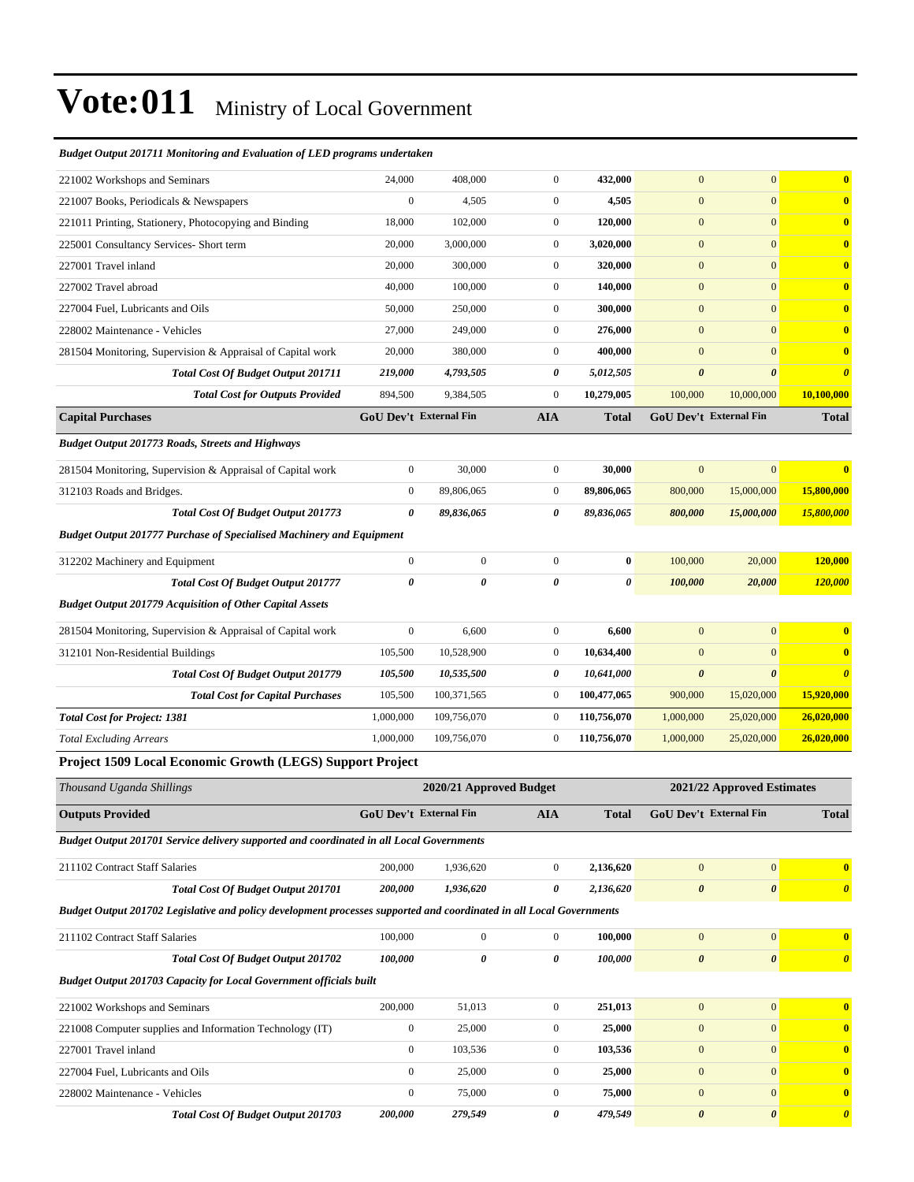# Vote:011 Ministry of Local Government

| *Budget Output 201711 Monitoring and Evaluation of LED programs undertaken* | | | | | | | |
|---|---|---|---|---|---|---|---|
| 221002 Workshops and Seminars | 24,000 | 408,000 | 0 | **432,000** | 0 | 0 | **0** |
| 221007 Books, Periodicals & Newspapers | 0 | 4,505 | 0 | **4,505** | 0 | 0 | **0** |
| 221011 Printing, Stationery, Photocopying and Binding | 18,000 | 102,000 | 0 | **120,000** | 0 | 0 | **0** |
| 225001 Consultancy Services- Short term | 20,000 | 3,000,000 | 0 | **3,020,000** | 0 | 0 | **0** |
| 227001 Travel inland | 20,000 | 300,000 | 0 | **320,000** | 0 | 0 | **0** |
| 227002 Travel abroad | 40,000 | 100,000 | 0 | **140,000** | 0 | 0 | **0** |
| 227004 Fuel, Lubricants and Oils | 50,000 | 250,000 | 0 | **300,000** | 0 | 0 | **0** |
| 228002 Maintenance - Vehicles | 27,000 | 249,000 | 0 | **276,000** | 0 | 0 | **0** |
| 281504 Monitoring, Supervision & Appraisal of Capital work | 20,000 | 380,000 | 0 | **400,000** | 0 | 0 | **0** |
| ***Total Cost Of Budget Output 201711*** | ***219,000*** | ***4,793,505*** | ***0*** | ***5,012,505*** | ***0*** | ***0*** | ***0*** |
| ***Total Cost for Outputs Provided*** | 894,500 | 9,384,505 | 0 | **10,279,005** | 100,000 | 10,000,000 | **10,100,000** |
| **Capital Purchases** | **GoU Dev't** | **External Fin** | **AIA** | **Total** | **GoU Dev't** | **External Fin** | **Total** |
| *Budget Output 201773 Roads, Streets and Highways* | | | | | | | |
| 281504 Monitoring, Supervision & Appraisal of Capital work | 0 | 30,000 | 0 | **30,000** | 0 | 0 | **0** |
| 312103 Roads and Bridges. | 0 | 89,806,065 | 0 | **89,806,065** | 800,000 | 15,000,000 | **15,800,000** |
| ***Total Cost Of Budget Output 201773*** | ***0*** | ***89,836,065*** | ***0*** | ***89,836,065*** | ***800,000*** | ***15,000,000*** | ***15,800,000*** |
| *Budget Output 201777 Purchase of Specialised Machinery and Equipment* | | | | | | | |
| 312202 Machinery and Equipment | 0 | 0 | 0 | **0** | 100,000 | 20,000 | **120,000** |
| ***Total Cost Of Budget Output 201777*** | ***0*** | ***0*** | ***0*** | ***0*** | ***100,000*** | ***20,000*** | ***120,000*** |
| *Budget Output 201779 Acquisition of Other Capital Assets* | | | | | | | |
| 281504 Monitoring, Supervision & Appraisal of Capital work | 0 | 6,600 | 0 | **6,600** | 0 | 0 | **0** |
| 312101 Non-Residential Buildings | 105,500 | 10,528,900 | 0 | **10,634,400** | 0 | 0 | **0** |
| ***Total Cost Of Budget Output 201779*** | ***105,500*** | ***10,535,500*** | ***0*** | ***10,641,000*** | ***0*** | ***0*** | ***0*** |
| ***Total Cost for Capital Purchases*** | 105,500 | 100,371,565 | 0 | **100,477,065** | 900,000 | 15,020,000 | **15,920,000** |
| ***Total Cost for Project: 1381*** | 1,000,000 | 109,756,070 | 0 | **110,756,070** | 1,000,000 | 25,020,000 | **26,020,000** |
| *Total Excluding Arrears* | 1,000,000 | 109,756,070 | 0 | **110,756,070** | 1,000,000 | 25,020,000 | **26,020,000** |

### Project 1509 Local Economic Growth (LEGS) Support Project

| *Thousand Uganda Shillings* | 2020/21 Approved Budget | | | | 2021/22 Approved Estimates | | |
|---|---|---|---|---|---|---|---|
| **Outputs Provided** | **GoU Dev't** | **External Fin** | **AIA** | **Total** | **GoU Dev't** | **External Fin** | **Total** |
| *Budget Output 201701 Service delivery supported and coordinated in all Local Governments* | | | | | | | |
| 211102 Contract Staff Salaries | 200,000 | 1,936,620 | 0 | **2,136,620** | 0 | 0 | **0** |
| ***Total Cost Of Budget Output 201701*** | ***200,000*** | ***1,936,620*** | ***0*** | ***2,136,620*** | ***0*** | ***0*** | ***0*** |
| *Budget Output 201702 Legislative and policy development processes supported and coordinated in all Local Governments* | | | | | | | |
| 211102 Contract Staff Salaries | 100,000 | 0 | 0 | **100,000** | 0 | 0 | **0** |
| ***Total Cost Of Budget Output 201702*** | ***100,000*** | ***0*** | ***0*** | ***100,000*** | ***0*** | ***0*** | ***0*** |
| *Budget Output 201703 Capacity for Local Government officials built* | | | | | | | |
| 221002 Workshops and Seminars | 200,000 | 51,013 | 0 | **251,013** | 0 | 0 | **0** |
| 221008 Computer supplies and Information Technology (IT) | 0 | 25,000 | 0 | **25,000** | 0 | 0 | **0** |
| 227001 Travel inland | 0 | 103,536 | 0 | **103,536** | 0 | 0 | **0** |
| 227004 Fuel, Lubricants and Oils | 0 | 25,000 | 0 | **25,000** | 0 | 0 | **0** |
| 228002 Maintenance - Vehicles | 0 | 75,000 | 0 | **75,000** | 0 | 0 | **0** |
| ***Total Cost Of Budget Output 201703*** | ***200,000*** | ***279,549*** | ***0*** | ***479,549*** | ***0*** | ***0*** | ***0*** |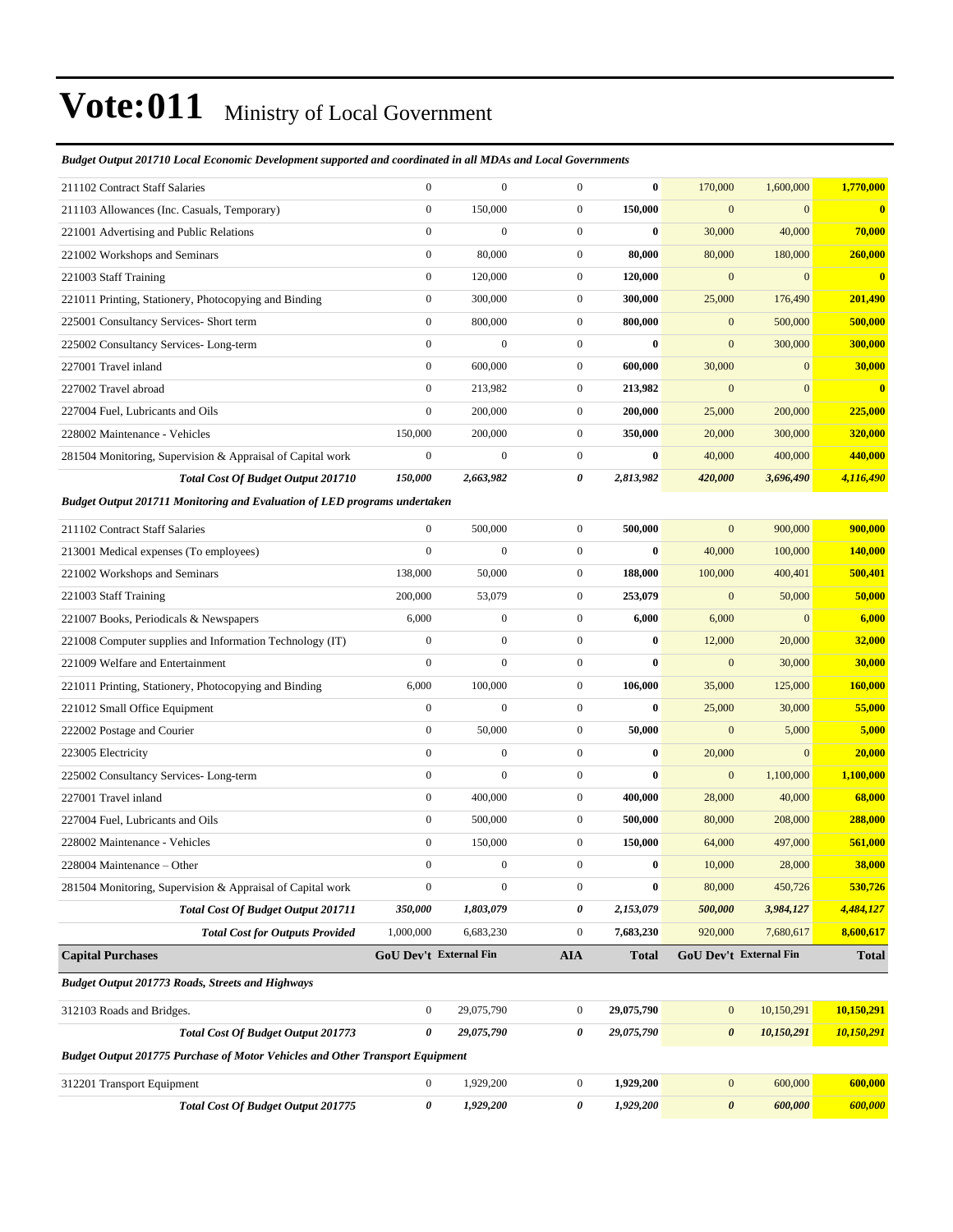# Vote:011 Ministry of Local Government

***Budget Output 201710 Local Economic Development supported and coordinated in all MDAs and Local Governments***

| | | | | | | | |
|---|---|---|---|---|---|---|---|
| 211102 Contract Staff Salaries | 0 | 0 | 0 | **0** | 170,000 | 1,600,000 | **1,770,000** |
| 211103 Allowances (Inc. Casuals, Temporary) | 0 | 150,000 | 0 | **150,000** | 0 | 0 | **0** |
| 221001 Advertising and Public Relations | 0 | 0 | 0 | **0** | 30,000 | 40,000 | **70,000** |
| 221002 Workshops and Seminars | 0 | 80,000 | 0 | **80,000** | 80,000 | 180,000 | **260,000** |
| 221003 Staff Training | 0 | 120,000 | 0 | **120,000** | 0 | 0 | **0** |
| 221011 Printing, Stationery, Photocopying and Binding | 0 | 300,000 | 0 | **300,000** | 25,000 | 176,490 | **201,490** |
| 225001 Consultancy Services- Short term | 0 | 800,000 | 0 | **800,000** | 0 | 500,000 | **500,000** |
| 225002 Consultancy Services- Long-term | 0 | 0 | 0 | **0** | 0 | 300,000 | **300,000** |
| 227001 Travel inland | 0 | 600,000 | 0 | **600,000** | 30,000 | 0 | **30,000** |
| 227002 Travel abroad | 0 | 213,982 | 0 | **213,982** | 0 | 0 | **0** |
| 227004 Fuel, Lubricants and Oils | 0 | 200,000 | 0 | **200,000** | 25,000 | 200,000 | **225,000** |
| 228002 Maintenance - Vehicles | 150,000 | 200,000 | 0 | **350,000** | 20,000 | 300,000 | **320,000** |
| 281504 Monitoring, Supervision & Appraisal of Capital work | 0 | 0 | 0 | **0** | 40,000 | 400,000 | **440,000** |
| ***Total Cost Of Budget Output 201710*** | ***150,000*** | ***2,663,982*** | ***0*** | ***2,813,982*** | ***420,000*** | ***3,696,490*** | ***4,116,490*** |

***Budget Output 201711 Monitoring and Evaluation of LED programs undertaken***

| | | | | | | | |
|---|---|---|---|---|---|---|---|
| 211102 Contract Staff Salaries | 0 | 500,000 | 0 | **500,000** | 0 | 900,000 | **900,000** |
| 213001 Medical expenses (To employees) | 0 | 0 | 0 | **0** | 40,000 | 100,000 | **140,000** |
| 221002 Workshops and Seminars | 138,000 | 50,000 | 0 | **188,000** | 100,000 | 400,401 | **500,401** |
| 221003 Staff Training | 200,000 | 53,079 | 0 | **253,079** | 0 | 50,000 | **50,000** |
| 221007 Books, Periodicals & Newspapers | 6,000 | 0 | 0 | **6,000** | 6,000 | 0 | **6,000** |
| 221008 Computer supplies and Information Technology (IT) | 0 | 0 | 0 | **0** | 12,000 | 20,000 | **32,000** |
| 221009 Welfare and Entertainment | 0 | 0 | 0 | **0** | 0 | 30,000 | **30,000** |
| 221011 Printing, Stationery, Photocopying and Binding | 6,000 | 100,000 | 0 | **106,000** | 35,000 | 125,000 | **160,000** |
| 221012 Small Office Equipment | 0 | 0 | 0 | **0** | 25,000 | 30,000 | **55,000** |
| 222002 Postage and Courier | 0 | 50,000 | 0 | **50,000** | 0 | 5,000 | **5,000** |
| 223005 Electricity | 0 | 0 | 0 | **0** | 20,000 | 0 | **20,000** |
| 225002 Consultancy Services- Long-term | 0 | 0 | 0 | **0** | 0 | 1,100,000 | **1,100,000** |
| 227001 Travel inland | 0 | 400,000 | 0 | **400,000** | 28,000 | 40,000 | **68,000** |
| 227004 Fuel, Lubricants and Oils | 0 | 500,000 | 0 | **500,000** | 80,000 | 208,000 | **288,000** |
| 228002 Maintenance - Vehicles | 0 | 150,000 | 0 | **150,000** | 64,000 | 497,000 | **561,000** |
| 228004 Maintenance – Other | 0 | 0 | 0 | **0** | 10,000 | 28,000 | **38,000** |
| 281504 Monitoring, Supervision & Appraisal of Capital work | 0 | 0 | 0 | **0** | 80,000 | 450,726 | **530,726** |
| ***Total Cost Of Budget Output 201711*** | ***350,000*** | ***1,803,079*** | ***0*** | ***2,153,079*** | ***500,000*** | ***3,984,127*** | ***4,484,127*** |
| ***Total Cost for Outputs Provided*** | 1,000,000 | 6,683,230 | 0 | **7,683,230** | 920,000 | 7,680,617 | **8,600,617** |

| **Capital Purchases** | **GoU Dev't** | **External Fin** | **AIA** | **Total** | **GoU Dev't** | **External Fin** | **Total** |
|---|---|---|---|---|---|---|---|
| ***Budget Output 201773 Roads, Streets and Highways*** | | | | | | | |
| 312103 Roads and Bridges. | 0 | 29,075,790 | 0 | **29,075,790** | 0 | 10,150,291 | **10,150,291** |
| ***Total Cost Of Budget Output 201773*** | ***0*** | ***29,075,790*** | ***0*** | ***29,075,790*** | ***0*** | ***10,150,291*** | ***10,150,291*** |
| ***Budget Output 201775 Purchase of Motor Vehicles and Other Transport Equipment*** | | | | | | | |
| 312201 Transport Equipment | 0 | 1,929,200 | 0 | **1,929,200** | 0 | 600,000 | **600,000** |
| ***Total Cost Of Budget Output 201775*** | ***0*** | ***1,929,200*** | ***0*** | ***1,929,200*** | ***0*** | ***600,000*** | ***600,000*** |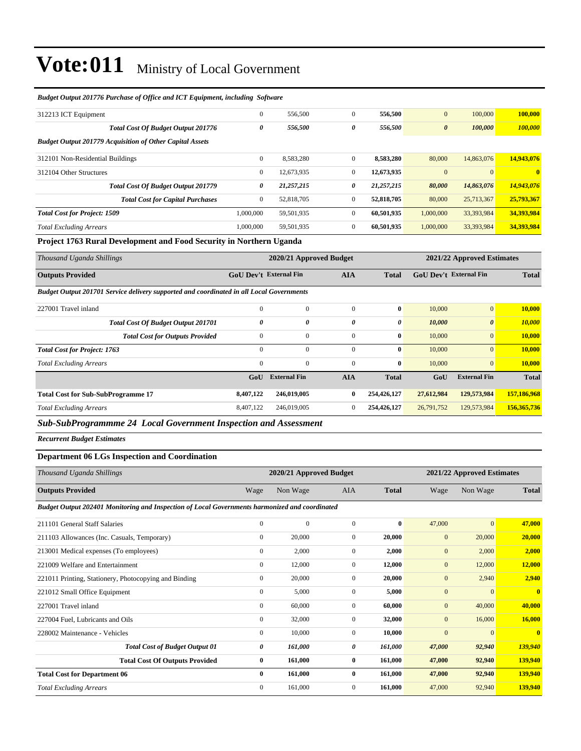# Vote:011 Ministry of Local Government

| *Budget Output 201776 Purchase of Office and ICT Equipment, including Software* | | | | | | | |
|---|---|---|---|---|---|---|---|
| 312213 ICT Equipment | 0 | 556,500 | 0 | **556,500** | 0 | 100,000 | **100,000** |
| ***Total Cost Of Budget Output 201776*** | ***0*** | ***556,500*** | ***0*** | ***556,500*** | ***0*** | ***100,000*** | ***100,000*** |
| ***Budget Output 201779 Acquisition of Other Capital Assets*** | | | | | | | |
| 312101 Non-Residential Buildings | 0 | 8,583,280 | 0 | **8,583,280** | 80,000 | 14,863,076 | **14,943,076** |
| 312104 Other Structures | 0 | 12,673,935 | 0 | **12,673,935** | 0 | 0 | **0** |
| ***Total Cost Of Budget Output 201779*** | ***0*** | ***21,257,215*** | ***0*** | ***21,257,215*** | ***80,000*** | ***14,863,076*** | ***14,943,076*** |
| ***Total Cost for Capital Purchases*** | 0 | 52,818,705 | 0 | **52,818,705** | 80,000 | 25,713,367 | **25,793,367** |
| ***Total Cost for Project: 1509*** | 1,000,000 | 59,501,935 | 0 | **60,501,935** | 1,000,000 | 33,393,984 | **34,393,984** |
| *Total Excluding Arrears* | 1,000,000 | 59,501,935 | 0 | **60,501,935** | 1,000,000 | 33,393,984 | **34,393,984** |

### Project 1763 Rural Development and Food Security in Northern Uganda

| *Thousand Uganda Shillings* | 2020/21 Approved Budget | | | | 2021/22 Approved Estimates | | |
|---|---|---|---|---|---|---|---|
| **Outputs Provided** | **GoU Dev't** | **External Fin** | **AIA** | **Total** | **GoU Dev't** | **External Fin** | **Total** |
| ***Budget Output 201701 Service delivery supported and coordinated in all Local Governments*** | | | | | | | |
| 227001 Travel inland | 0 | 0 | 0 | **0** | 10,000 | 0 | **10,000** |
| ***Total Cost Of Budget Output 201701*** | ***0*** | ***0*** | ***0*** | ***0*** | ***10,000*** | ***0*** | ***10,000*** |
| ***Total Cost for Outputs Provided*** | 0 | 0 | 0 | **0** | 10,000 | 0 | **10,000** |
| ***Total Cost for Project: 1763*** | 0 | 0 | 0 | **0** | 10,000 | 0 | **10,000** |
| *Total Excluding Arrears* | 0 | 0 | 0 | **0** | 10,000 | 0 | **10,000** |
| | **GoU** | **External Fin** | **AIA** | **Total** | **GoU** | **External Fin** | **Total** |
| **Total Cost for Sub-SubProgramme 17** | **8,407,122** | **246,019,005** | **0** | **254,426,127** | **27,612,984** | **129,573,984** | **157,186,968** |
| *Total Excluding Arrears* | 8,407,122 | 246,019,005 | 0 | **254,426,127** | 26,791,752 | 129,573,984 | **156,365,736** |

## *Sub-SubProgrammme 24 Local Government Inspection and Assessment*

***Recurrent Budget Estimates***

### Department 06 LGs Inspection and Coordination

| *Thousand Uganda Shillings* | 2020/21 Approved Budget | | | | 2021/22 Approved Estimates | | |
|---|---|---|---|---|---|---|---|
| **Outputs Provided** | Wage | Non Wage | AIA | **Total** | Wage | Non Wage | **Total** |
| ***Budget Output 202401 Monitoring and Inspection of Local Governments harmonized and coordinated*** | | | | | | | |
| 211101 General Staff Salaries | 0 | 0 | 0 | **0** | 47,000 | 0 | **47,000** |
| 211103 Allowances (Inc. Casuals, Temporary) | 0 | 20,000 | 0 | **20,000** | 0 | 20,000 | **20,000** |
| 213001 Medical expenses (To employees) | 0 | 2,000 | 0 | **2,000** | 0 | 2,000 | **2,000** |
| 221009 Welfare and Entertainment | 0 | 12,000 | 0 | **12,000** | 0 | 12,000 | **12,000** |
| 221011 Printing, Stationery, Photocopying and Binding | 0 | 20,000 | 0 | **20,000** | 0 | 2,940 | **2,940** |
| 221012 Small Office Equipment | 0 | 5,000 | 0 | **5,000** | 0 | 0 | **0** |
| 227001 Travel inland | 0 | 60,000 | 0 | **60,000** | 0 | 40,000 | **40,000** |
| 227004 Fuel, Lubricants and Oils | 0 | 32,000 | 0 | **32,000** | 0 | 16,000 | **16,000** |
| 228002 Maintenance - Vehicles | 0 | 10,000 | 0 | **10,000** | 0 | 0 | **0** |
| ***Total Cost of Budget Output 01*** | ***0*** | ***161,000*** | ***0*** | ***161,000*** | ***47,000*** | ***92,940*** | ***139,940*** |
| **Total Cost Of Outputs Provided** | **0** | **161,000** | **0** | **161,000** | **47,000** | **92,940** | **139,940** |
| **Total Cost for Department 06** | **0** | **161,000** | **0** | **161,000** | **47,000** | **92,940** | **139,940** |
| *Total Excluding Arrears* | 0 | 161,000 | 0 | **161,000** | 47,000 | 92,940 | **139,940** |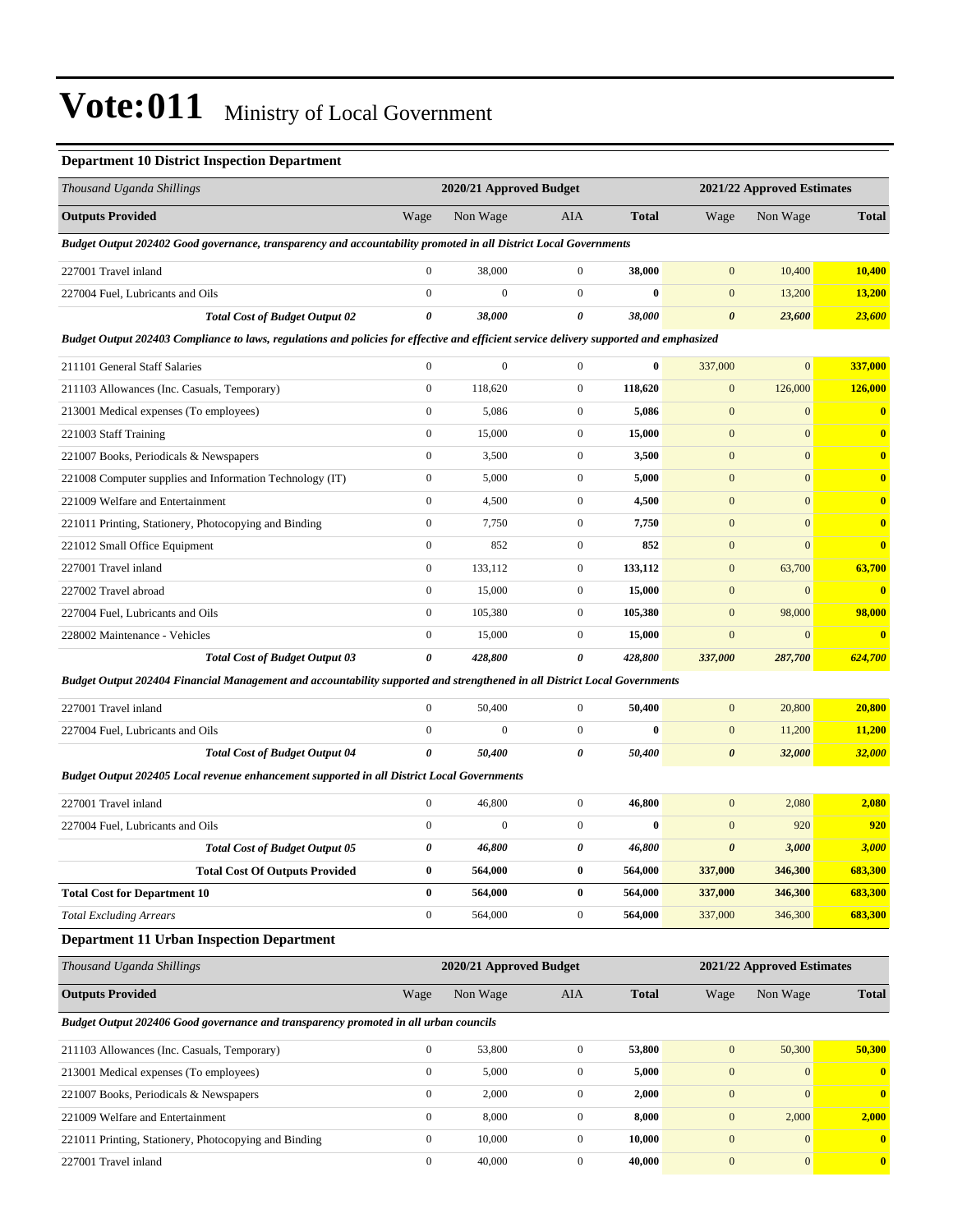# Vote:011 Ministry of Local Government

### Department 10 District Inspection Department

| *Thousand Uganda Shillings* | 2020/21 Approved Budget | | | | 2021/22 Approved Estimates | | |
|---|---|---|---|---|---|---|---|
| **Outputs Provided** | Wage | Non Wage | AIA | **Total** | Wage | Non Wage | **Total** |
| ***Budget Output 202402 Good governance, transparency and accountability promoted in all District Local Governments*** | | | | | | | |
| 227001 Travel inland | 0 | 38,000 | 0 | **38,000** | 0 | 10,400 | **10,400** |
| 227004 Fuel, Lubricants and Oils | 0 | 0 | 0 | **0** | 0 | 13,200 | **13,200** |
| ***Total Cost of Budget Output 02*** | ***0*** | ***38,000*** | ***0*** | ***38,000*** | ***0*** | ***23,600*** | ***23,600*** |
| ***Budget Output 202403 Compliance to laws, regulations and policies for effective and efficient service delivery supported and emphasized*** | | | | | | | |
| 211101 General Staff Salaries | 0 | 0 | 0 | **0** | 337,000 | 0 | **337,000** |
| 211103 Allowances (Inc. Casuals, Temporary) | 0 | 118,620 | 0 | **118,620** | 0 | 126,000 | **126,000** |
| 213001 Medical expenses (To employees) | 0 | 5,086 | 0 | **5,086** | 0 | 0 | **0** |
| 221003 Staff Training | 0 | 15,000 | 0 | **15,000** | 0 | 0 | **0** |
| 221007 Books, Periodicals & Newspapers | 0 | 3,500 | 0 | **3,500** | 0 | 0 | **0** |
| 221008 Computer supplies and Information Technology (IT) | 0 | 5,000 | 0 | **5,000** | 0 | 0 | **0** |
| 221009 Welfare and Entertainment | 0 | 4,500 | 0 | **4,500** | 0 | 0 | **0** |
| 221011 Printing, Stationery, Photocopying and Binding | 0 | 7,750 | 0 | **7,750** | 0 | 0 | **0** |
| 221012 Small Office Equipment | 0 | 852 | 0 | **852** | 0 | 0 | **0** |
| 227001 Travel inland | 0 | 133,112 | 0 | **133,112** | 0 | 63,700 | **63,700** |
| 227002 Travel abroad | 0 | 15,000 | 0 | **15,000** | 0 | 0 | **0** |
| 227004 Fuel, Lubricants and Oils | 0 | 105,380 | 0 | **105,380** | 0 | 98,000 | **98,000** |
| 228002 Maintenance - Vehicles | 0 | 15,000 | 0 | **15,000** | 0 | 0 | **0** |
| ***Total Cost of Budget Output 03*** | ***0*** | ***428,800*** | ***0*** | ***428,800*** | ***337,000*** | ***287,700*** | ***624,700*** |
| ***Budget Output 202404 Financial Management and accountability supported and strengthened in all District Local Governments*** | | | | | | | |
| 227001 Travel inland | 0 | 50,400 | 0 | **50,400** | 0 | 20,800 | **20,800** |
| 227004 Fuel, Lubricants and Oils | 0 | 0 | 0 | **0** | 0 | 11,200 | **11,200** |
| ***Total Cost of Budget Output 04*** | ***0*** | ***50,400*** | ***0*** | ***50,400*** | ***0*** | ***32,000*** | ***32,000*** |
| ***Budget Output 202405 Local revenue enhancement supported in all District Local Governments*** | | | | | | | |
| 227001 Travel inland | 0 | 46,800 | 0 | **46,800** | 0 | 2,080 | **2,080** |
| 227004 Fuel, Lubricants and Oils | 0 | 0 | 0 | **0** | 0 | 920 | **920** |
| ***Total Cost of Budget Output 05*** | ***0*** | ***46,800*** | ***0*** | ***46,800*** | ***0*** | ***3,000*** | ***3,000*** |
| **Total Cost Of Outputs Provided** | **0** | **564,000** | **0** | **564,000** | **337,000** | **346,300** | **683,300** |
| **Total Cost for Department 10** | **0** | **564,000** | **0** | **564,000** | **337,000** | **346,300** | **683,300** |
| *Total Excluding Arrears* | 0 | 564,000 | 0 | 564,000 | 337,000 | 346,300 | 683,300 |

### Department 11 Urban Inspection Department

| *Thousand Uganda Shillings* | 2020/21 Approved Budget | | | | 2021/22 Approved Estimates | | |
|---|---|---|---|---|---|---|---|
| **Outputs Provided** | Wage | Non Wage | AIA | **Total** | Wage | Non Wage | **Total** |
| ***Budget Output 202406 Good governance and transparency promoted in all urban councils*** | | | | | | | |
| 211103 Allowances (Inc. Casuals, Temporary) | 0 | 53,800 | 0 | **53,800** | 0 | 50,300 | **50,300** |
| 213001 Medical expenses (To employees) | 0 | 5,000 | 0 | **5,000** | 0 | 0 | **0** |
| 221007 Books, Periodicals & Newspapers | 0 | 2,000 | 0 | **2,000** | 0 | 0 | **0** |
| 221009 Welfare and Entertainment | 0 | 8,000 | 0 | **8,000** | 0 | 2,000 | **2,000** |
| 221011 Printing, Stationery, Photocopying and Binding | 0 | 10,000 | 0 | **10,000** | 0 | 0 | **0** |
| 227001 Travel inland | 0 | 40,000 | 0 | **40,000** | 0 | 0 | **0** |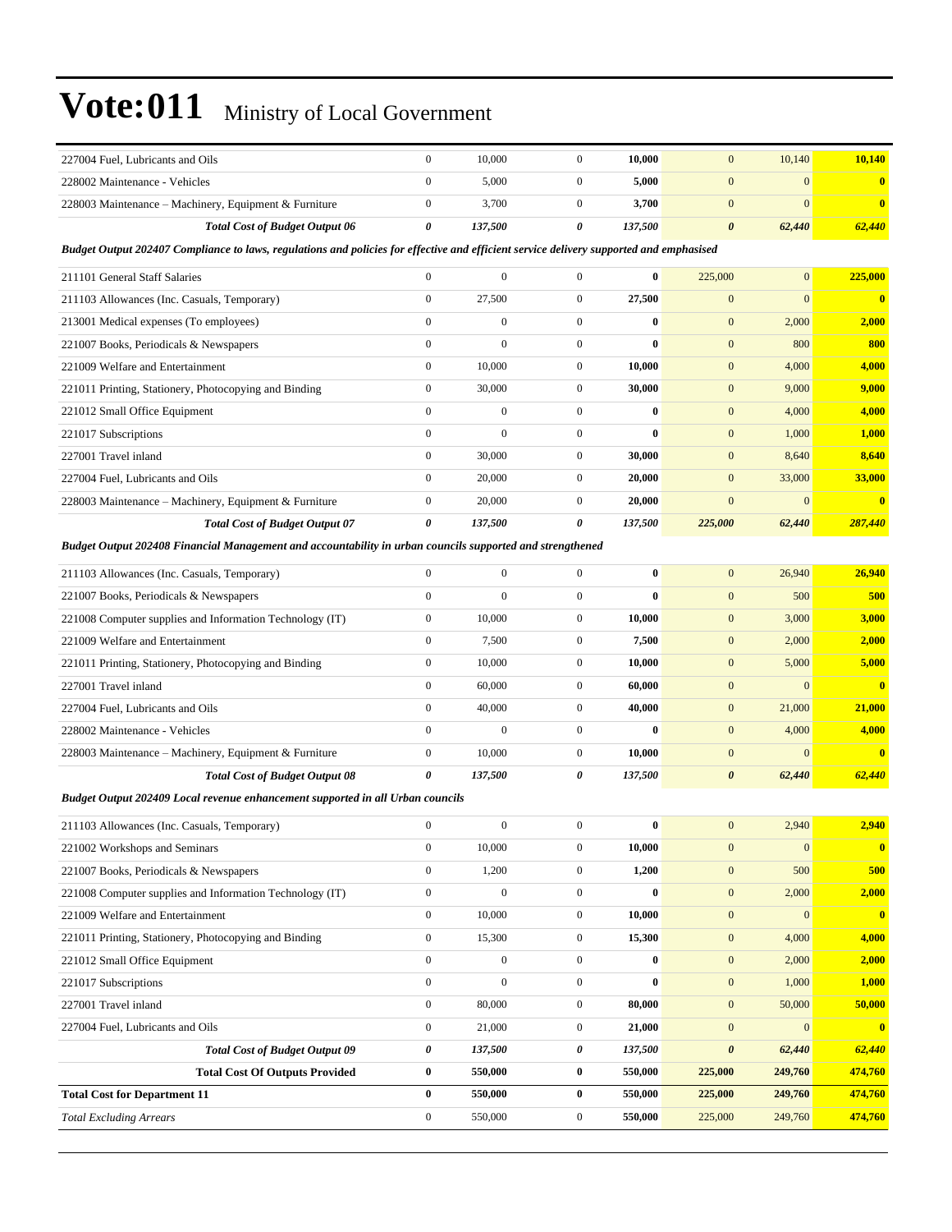# Vote:011 Ministry of Local Government

| | | | | | | | |
|---|---|---|---|---|---|---|---|
| 227004 Fuel, Lubricants and Oils | 0 | 10,000 | 0 | **10,000** | 0 | 10,140 | **10,140** |
| 228002 Maintenance - Vehicles | 0 | 5,000 | 0 | **5,000** | 0 | 0 | **0** |
| 228003 Maintenance – Machinery, Equipment & Furniture | 0 | 3,700 | 0 | **3,700** | 0 | 0 | **0** |
| ***Total Cost of Budget Output 06*** | ***0*** | ***137,500*** | ***0*** | ***137,500*** | ***0*** | ***62,440*** | ***62,440*** |
| ***Budget Output 202407 Compliance to laws, regulations and policies for effective and efficient service delivery supported and emphasised*** | | | | | | | |
| 211101 General Staff Salaries | 0 | 0 | 0 | **0** | 225,000 | 0 | **225,000** |
| 211103 Allowances (Inc. Casuals, Temporary) | 0 | 27,500 | 0 | **27,500** | 0 | 0 | **0** |
| 213001 Medical expenses (To employees) | 0 | 0 | 0 | **0** | 0 | 2,000 | **2,000** |
| 221007 Books, Periodicals & Newspapers | 0 | 0 | 0 | **0** | 0 | 800 | **800** |
| 221009 Welfare and Entertainment | 0 | 10,000 | 0 | **10,000** | 0 | 4,000 | **4,000** |
| 221011 Printing, Stationery, Photocopying and Binding | 0 | 30,000 | 0 | **30,000** | 0 | 9,000 | **9,000** |
| 221012 Small Office Equipment | 0 | 0 | 0 | **0** | 0 | 4,000 | **4,000** |
| 221017 Subscriptions | 0 | 0 | 0 | **0** | 0 | 1,000 | **1,000** |
| 227001 Travel inland | 0 | 30,000 | 0 | **30,000** | 0 | 8,640 | **8,640** |
| 227004 Fuel, Lubricants and Oils | 0 | 20,000 | 0 | **20,000** | 0 | 33,000 | **33,000** |
| 228003 Maintenance – Machinery, Equipment & Furniture | 0 | 20,000 | 0 | **20,000** | 0 | 0 | **0** |
| ***Total Cost of Budget Output 07*** | ***0*** | ***137,500*** | ***0*** | ***137,500*** | ***225,000*** | ***62,440*** | ***287,440*** |
| ***Budget Output 202408 Financial Management and accountability in urban councils supported and strengthened*** | | | | | | | |
| 211103 Allowances (Inc. Casuals, Temporary) | 0 | 0 | 0 | **0** | 0 | 26,940 | **26,940** |
| 221007 Books, Periodicals & Newspapers | 0 | 0 | 0 | **0** | 0 | 500 | **500** |
| 221008 Computer supplies and Information Technology (IT) | 0 | 10,000 | 0 | **10,000** | 0 | 3,000 | **3,000** |
| 221009 Welfare and Entertainment | 0 | 7,500 | 0 | **7,500** | 0 | 2,000 | **2,000** |
| 221011 Printing, Stationery, Photocopying and Binding | 0 | 10,000 | 0 | **10,000** | 0 | 5,000 | **5,000** |
| 227001 Travel inland | 0 | 60,000 | 0 | **60,000** | 0 | 0 | **0** |
| 227004 Fuel, Lubricants and Oils | 0 | 40,000 | 0 | **40,000** | 0 | 21,000 | **21,000** |
| 228002 Maintenance - Vehicles | 0 | 0 | 0 | **0** | 0 | 4,000 | **4,000** |
| 228003 Maintenance – Machinery, Equipment & Furniture | 0 | 10,000 | 0 | **10,000** | 0 | 0 | **0** |
| ***Total Cost of Budget Output 08*** | ***0*** | ***137,500*** | ***0*** | ***137,500*** | ***0*** | ***62,440*** | ***62,440*** |
| ***Budget Output 202409 Local revenue enhancement supported in all Urban councils*** | | | | | | | |
| 211103 Allowances (Inc. Casuals, Temporary) | 0 | 0 | 0 | **0** | 0 | 2,940 | **2,940** |
| 221002 Workshops and Seminars | 0 | 10,000 | 0 | **10,000** | 0 | 0 | **0** |
| 221007 Books, Periodicals & Newspapers | 0 | 1,200 | 0 | **1,200** | 0 | 500 | **500** |
| 221008 Computer supplies and Information Technology (IT) | 0 | 0 | 0 | **0** | 0 | 2,000 | **2,000** |
| 221009 Welfare and Entertainment | 0 | 10,000 | 0 | **10,000** | 0 | 0 | **0** |
| 221011 Printing, Stationery, Photocopying and Binding | 0 | 15,300 | 0 | **15,300** | 0 | 4,000 | **4,000** |
| 221012 Small Office Equipment | 0 | 0 | 0 | **0** | 0 | 2,000 | **2,000** |
| 221017 Subscriptions | 0 | 0 | 0 | **0** | 0 | 1,000 | **1,000** |
| 227001 Travel inland | 0 | 80,000 | 0 | **80,000** | 0 | 50,000 | **50,000** |
| 227004 Fuel, Lubricants and Oils | 0 | 21,000 | 0 | **21,000** | 0 | 0 | **0** |
| ***Total Cost of Budget Output 09*** | ***0*** | ***137,500*** | ***0*** | ***137,500*** | ***0*** | ***62,440*** | ***62,440*** |
| **Total Cost Of Outputs Provided** | **0** | **550,000** | **0** | **550,000** | **225,000** | **249,760** | **474,760** |
| **Total Cost for Department 11** | **0** | **550,000** | **0** | **550,000** | **225,000** | **249,760** | **474,760** |
| *Total Excluding Arrears* | 0 | 550,000 | 0 | **550,000** | 225,000 | 249,760 | **474,760** |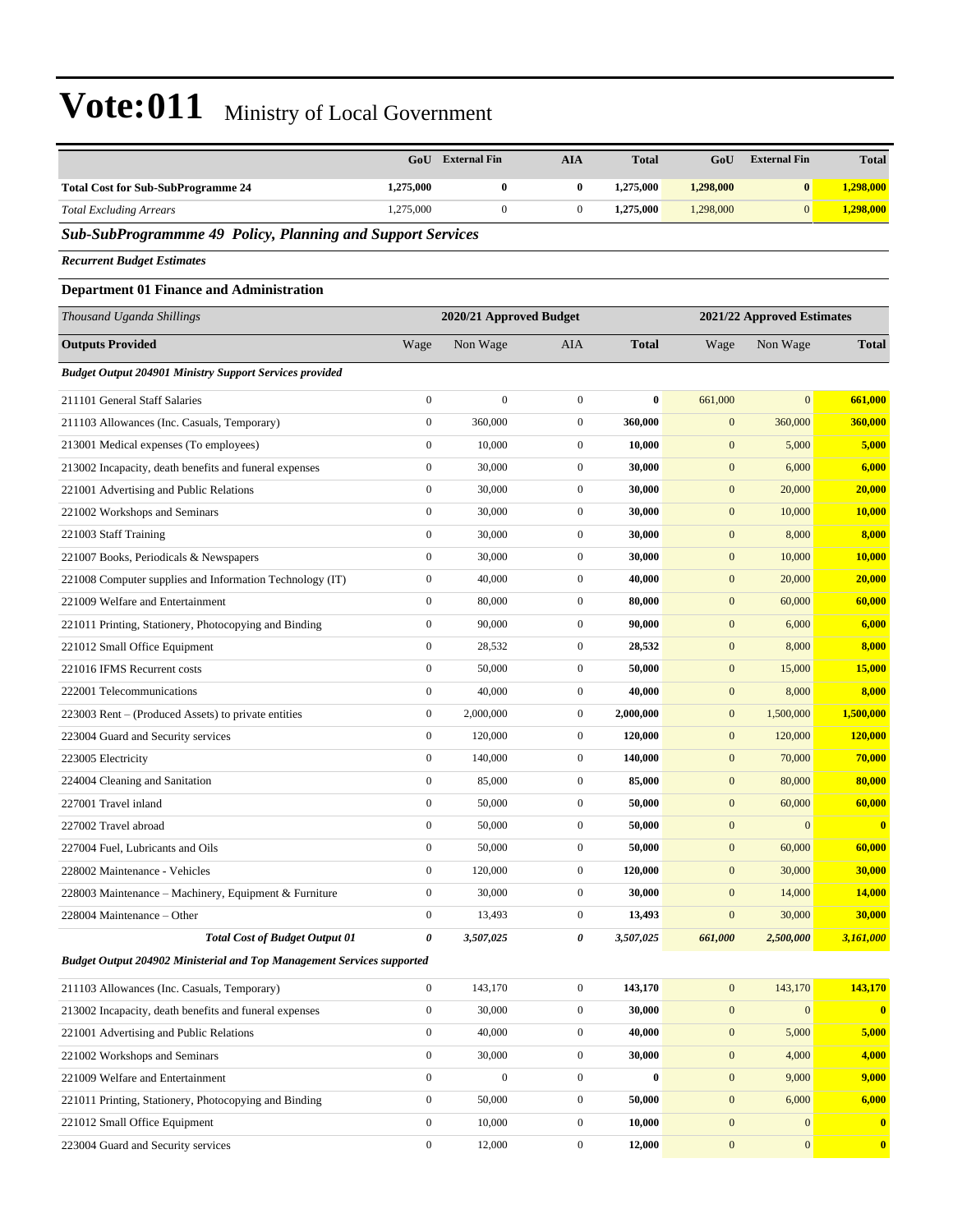# Vote:011 Ministry of Local Government

| | GoU | External Fin | AIA | Total | GoU | External Fin | Total |
|---|---|---|---|---|---|---|---|
| **Total Cost for Sub-SubProgramme 24** | **1,275,000** | **0** | **0** | **1,275,000** | **1,298,000** | **0** | **1,298,000** |
| *Total Excluding Arrears* | 1,275,000 | 0 | 0 | **1,275,000** | 1,298,000 | 0 | **1,298,000** |

## *Sub-SubProgrammme 49 Policy, Planning and Support Services*

***Recurrent Budget Estimates***

### Department 01 Finance and Administration

| *Thousand Uganda Shillings* | 2020/21 Approved Budget | | | | 2021/22 Approved Estimates | | |
|---|---|---|---|---|---|---|---|
| **Outputs Provided** | Wage | Non Wage | AIA | **Total** | Wage | Non Wage | **Total** |
| ***Budget Output 204901 Ministry Support Services provided*** | | | | | | | |
| 211101 General Staff Salaries | 0 | 0 | 0 | **0** | 661,000 | 0 | **661,000** |
| 211103 Allowances (Inc. Casuals, Temporary) | 0 | 360,000 | 0 | **360,000** | 0 | 360,000 | **360,000** |
| 213001 Medical expenses (To employees) | 0 | 10,000 | 0 | **10,000** | 0 | 5,000 | **5,000** |
| 213002 Incapacity, death benefits and funeral expenses | 0 | 30,000 | 0 | **30,000** | 0 | 6,000 | **6,000** |
| 221001 Advertising and Public Relations | 0 | 30,000 | 0 | **30,000** | 0 | 20,000 | **20,000** |
| 221002 Workshops and Seminars | 0 | 30,000 | 0 | **30,000** | 0 | 10,000 | **10,000** |
| 221003 Staff Training | 0 | 30,000 | 0 | **30,000** | 0 | 8,000 | **8,000** |
| 221007 Books, Periodicals & Newspapers | 0 | 30,000 | 0 | **30,000** | 0 | 10,000 | **10,000** |
| 221008 Computer supplies and Information Technology (IT) | 0 | 40,000 | 0 | **40,000** | 0 | 20,000 | **20,000** |
| 221009 Welfare and Entertainment | 0 | 80,000 | 0 | **80,000** | 0 | 60,000 | **60,000** |
| 221011 Printing, Stationery, Photocopying and Binding | 0 | 90,000 | 0 | **90,000** | 0 | 6,000 | **6,000** |
| 221012 Small Office Equipment | 0 | 28,532 | 0 | **28,532** | 0 | 8,000 | **8,000** |
| 221016 IFMS Recurrent costs | 0 | 50,000 | 0 | **50,000** | 0 | 15,000 | **15,000** |
| 222001 Telecommunications | 0 | 40,000 | 0 | **40,000** | 0 | 8,000 | **8,000** |
| 223003 Rent – (Produced Assets) to private entities | 0 | 2,000,000 | 0 | **2,000,000** | 0 | 1,500,000 | **1,500,000** |
| 223004 Guard and Security services | 0 | 120,000 | 0 | **120,000** | 0 | 120,000 | **120,000** |
| 223005 Electricity | 0 | 140,000 | 0 | **140,000** | 0 | 70,000 | **70,000** |
| 224004 Cleaning and Sanitation | 0 | 85,000 | 0 | **85,000** | 0 | 80,000 | **80,000** |
| 227001 Travel inland | 0 | 50,000 | 0 | **50,000** | 0 | 60,000 | **60,000** |
| 227002 Travel abroad | 0 | 50,000 | 0 | **50,000** | 0 | 0 | **0** |
| 227004 Fuel, Lubricants and Oils | 0 | 50,000 | 0 | **50,000** | 0 | 60,000 | **60,000** |
| 228002 Maintenance - Vehicles | 0 | 120,000 | 0 | **120,000** | 0 | 30,000 | **30,000** |
| 228003 Maintenance – Machinery, Equipment & Furniture | 0 | 30,000 | 0 | **30,000** | 0 | 14,000 | **14,000** |
| 228004 Maintenance – Other | 0 | 13,493 | 0 | **13,493** | 0 | 30,000 | **30,000** |
| ***Total Cost of Budget Output 01*** | ***0*** | ***3,507,025*** | ***0*** | ***3,507,025*** | ***661,000*** | ***2,500,000*** | ***3,161,000*** |
| ***Budget Output 204902 Ministerial and Top Management Services supported*** | | | | | | | |
| 211103 Allowances (Inc. Casuals, Temporary) | 0 | 143,170 | 0 | **143,170** | 0 | 143,170 | **143,170** |
| 213002 Incapacity, death benefits and funeral expenses | 0 | 30,000 | 0 | **30,000** | 0 | 0 | **0** |
| 221001 Advertising and Public Relations | 0 | 40,000 | 0 | **40,000** | 0 | 5,000 | **5,000** |
| 221002 Workshops and Seminars | 0 | 30,000 | 0 | **30,000** | 0 | 4,000 | **4,000** |
| 221009 Welfare and Entertainment | 0 | 0 | 0 | **0** | 0 | 9,000 | **9,000** |
| 221011 Printing, Stationery, Photocopying and Binding | 0 | 50,000 | 0 | **50,000** | 0 | 6,000 | **6,000** |
| 221012 Small Office Equipment | 0 | 10,000 | 0 | **10,000** | 0 | 0 | **0** |
| 223004 Guard and Security services | 0 | 12,000 | 0 | **12,000** | 0 | 0 | **0** |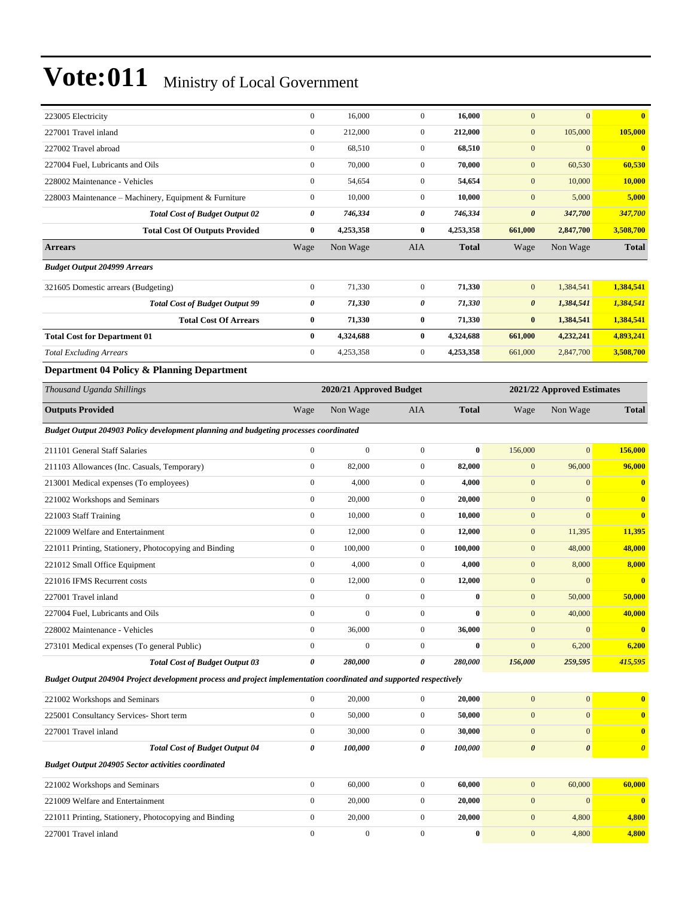# Vote:011 Ministry of Local Government

| | | | | | | | |
|---|---|---|---|---|---|---|---|
| 223005 Electricity | 0 | 16,000 | 0 | **16,000** | 0 | 0 | **0** |
| 227001 Travel inland | 0 | 212,000 | 0 | **212,000** | 0 | 105,000 | **105,000** |
| 227002 Travel abroad | 0 | 68,510 | 0 | **68,510** | 0 | 0 | **0** |
| 227004 Fuel, Lubricants and Oils | 0 | 70,000 | 0 | **70,000** | 0 | 60,530 | **60,530** |
| 228002 Maintenance - Vehicles | 0 | 54,654 | 0 | **54,654** | 0 | 10,000 | **10,000** |
| 228003 Maintenance – Machinery, Equipment & Furniture | 0 | 10,000 | 0 | **10,000** | 0 | 5,000 | **5,000** |
| ***Total Cost of Budget Output 02*** | ***0*** | ***746,334*** | ***0*** | ***746,334*** | ***0*** | ***347,700*** | ***347,700*** |
| **Total Cost Of Outputs Provided** | **0** | **4,253,358** | **0** | **4,253,358** | **661,000** | **2,847,700** | **3,508,700** |
| **Arrears** | Wage | Non Wage | AIA | **Total** | Wage | Non Wage | **Total** |
| ***Budget Output 204999 Arrears*** | | | | | | | |
| 321605 Domestic arrears (Budgeting) | 0 | 71,330 | 0 | **71,330** | 0 | 1,384,541 | **1,384,541** |
| ***Total Cost of Budget Output 99*** | ***0*** | ***71,330*** | ***0*** | ***71,330*** | ***0*** | ***1,384,541*** | ***1,384,541*** |
| **Total Cost Of Arrears** | **0** | **71,330** | **0** | **71,330** | **0** | **1,384,541** | **1,384,541** |
| **Total Cost for Department 01** | **0** | **4,324,688** | **0** | **4,324,688** | **661,000** | **4,232,241** | **4,893,241** |
| *Total Excluding Arrears* | 0 | 4,253,358 | 0 | **4,253,358** | 661,000 | 2,847,700 | **3,508,700** |

**Department 04 Policy & Planning Department**

| *Thousand Uganda Shillings* | 2020/21 Approved Budget | | | | 2021/22 Approved Estimates | | |
|---|---|---|---|---|---|---|---|
| **Outputs Provided** | Wage | Non Wage | AIA | **Total** | Wage | Non Wage | **Total** |
| ***Budget Output 204903 Policy development planning and budgeting processes coordinated*** | | | | | | | |
| 211101 General Staff Salaries | 0 | 0 | 0 | **0** | 156,000 | 0 | **156,000** |
| 211103 Allowances (Inc. Casuals, Temporary) | 0 | 82,000 | 0 | **82,000** | 0 | 96,000 | **96,000** |
| 213001 Medical expenses (To employees) | 0 | 4,000 | 0 | **4,000** | 0 | 0 | **0** |
| 221002 Workshops and Seminars | 0 | 20,000 | 0 | **20,000** | 0 | 0 | **0** |
| 221003 Staff Training | 0 | 10,000 | 0 | **10,000** | 0 | 0 | **0** |
| 221009 Welfare and Entertainment | 0 | 12,000 | 0 | **12,000** | 0 | 11,395 | **11,395** |
| 221011 Printing, Stationery, Photocopying and Binding | 0 | 100,000 | 0 | **100,000** | 0 | 48,000 | **48,000** |
| 221012 Small Office Equipment | 0 | 4,000 | 0 | **4,000** | 0 | 8,000 | **8,000** |
| 221016 IFMS Recurrent costs | 0 | 12,000 | 0 | **12,000** | 0 | 0 | **0** |
| 227001 Travel inland | 0 | 0 | 0 | **0** | 0 | 50,000 | **50,000** |
| 227004 Fuel, Lubricants and Oils | 0 | 0 | 0 | **0** | 0 | 40,000 | **40,000** |
| 228002 Maintenance - Vehicles | 0 | 36,000 | 0 | **36,000** | 0 | 0 | **0** |
| 273101 Medical expenses (To general Public) | 0 | 0 | 0 | **0** | 0 | 6,200 | **6,200** |
| ***Total Cost of Budget Output 03*** | ***0*** | ***280,000*** | ***0*** | ***280,000*** | ***156,000*** | ***259,595*** | ***415,595*** |
| ***Budget Output 204904 Project development process and project implementation coordinated and supported respectively*** | | | | | | | |
| 221002 Workshops and Seminars | 0 | 20,000 | 0 | **20,000** | 0 | 0 | **0** |
| 225001 Consultancy Services- Short term | 0 | 50,000 | 0 | **50,000** | 0 | 0 | **0** |
| 227001 Travel inland | 0 | 30,000 | 0 | **30,000** | 0 | 0 | **0** |
| ***Total Cost of Budget Output 04*** | ***0*** | ***100,000*** | ***0*** | ***100,000*** | ***0*** | ***0*** | ***0*** |
| ***Budget Output 204905 Sector activities coordinated*** | | | | | | | |
| 221002 Workshops and Seminars | 0 | 60,000 | 0 | **60,000** | 0 | 60,000 | **60,000** |
| 221009 Welfare and Entertainment | 0 | 20,000 | 0 | **20,000** | 0 | 0 | **0** |
| 221011 Printing, Stationery, Photocopying and Binding | 0 | 20,000 | 0 | **20,000** | 0 | 4,800 | **4,800** |
| 227001 Travel inland | 0 | 0 | 0 | **0** | 0 | 4,800 | **4,800** |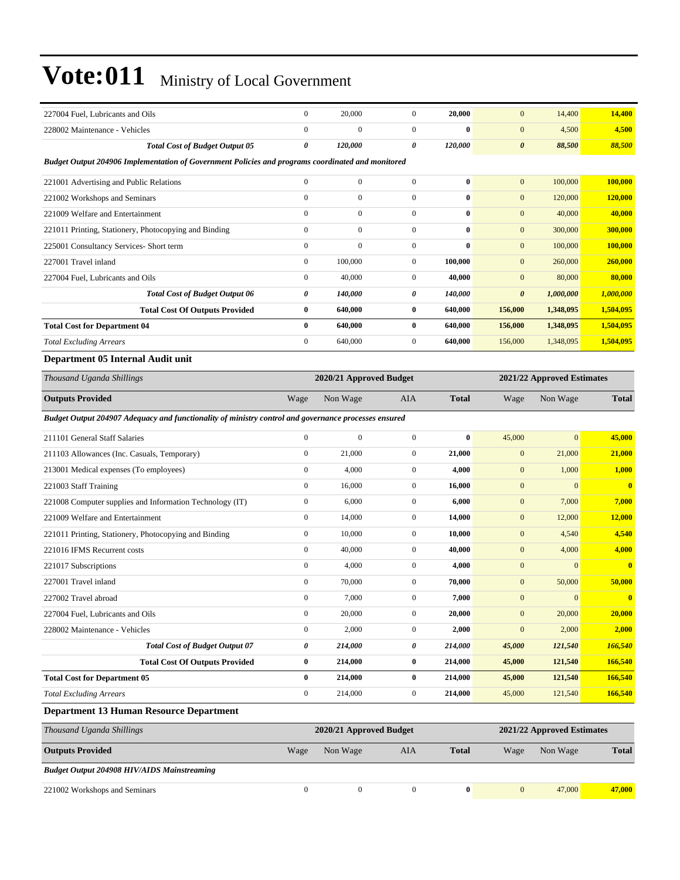# Vote:011 Ministry of Local Government

| | | | | | | | |
|---|---|---|---|---|---|---|---|
| 227004 Fuel, Lubricants and Oils | 0 | 20,000 | 0 | **20,000** | 0 | 14,400 | **14,400** |
| 228002 Maintenance - Vehicles | 0 | 0 | 0 | **0** | 0 | 4,500 | **4,500** |
| ***Total Cost of Budget Output 05*** | ***0*** | ***120,000*** | ***0*** | ***120,000*** | ***0*** | ***88,500*** | ***88,500*** |
| ***Budget Output 204906 Implementation of Government Policies and programs coordinated and monitored*** | | | | | | | |
| 221001 Advertising and Public Relations | 0 | 0 | 0 | **0** | 0 | 100,000 | **100,000** |
| 221002 Workshops and Seminars | 0 | 0 | 0 | **0** | 0 | 120,000 | **120,000** |
| 221009 Welfare and Entertainment | 0 | 0 | 0 | **0** | 0 | 40,000 | **40,000** |
| 221011 Printing, Stationery, Photocopying and Binding | 0 | 0 | 0 | **0** | 0 | 300,000 | **300,000** |
| 225001 Consultancy Services- Short term | 0 | 0 | 0 | **0** | 0 | 100,000 | **100,000** |
| 227001 Travel inland | 0 | 100,000 | 0 | **100,000** | 0 | 260,000 | **260,000** |
| 227004 Fuel, Lubricants and Oils | 0 | 40,000 | 0 | **40,000** | 0 | 80,000 | **80,000** |
| ***Total Cost of Budget Output 06*** | ***0*** | ***140,000*** | ***0*** | ***140,000*** | ***0*** | ***1,000,000*** | ***1,000,000*** |
| **Total Cost Of Outputs Provided** | **0** | **640,000** | **0** | **640,000** | **156,000** | **1,348,095** | **1,504,095** |
| **Total Cost for Department 04** | **0** | **640,000** | **0** | **640,000** | **156,000** | **1,348,095** | **1,504,095** |
| *Total Excluding Arrears* | 0 | 640,000 | 0 | **640,000** | 156,000 | 1,348,095 | **1,504,095** |

### Department 05 Internal Audit unit

| *Thousand Uganda Shillings* | 2020/21 Approved Budget | | | | 2021/22 Approved Estimates | | |
|---|---|---|---|---|---|---|---|
| **Outputs Provided** | Wage | Non Wage | AIA | **Total** | Wage | Non Wage | **Total** |
| ***Budget Output 204907 Adequacy and functionality of ministry control and governance processes ensured*** | | | | | | | |
| 211101 General Staff Salaries | 0 | 0 | 0 | **0** | 45,000 | 0 | **45,000** |
| 211103 Allowances (Inc. Casuals, Temporary) | 0 | 21,000 | 0 | **21,000** | 0 | 21,000 | **21,000** |
| 213001 Medical expenses (To employees) | 0 | 4,000 | 0 | **4,000** | 0 | 1,000 | **1,000** |
| 221003 Staff Training | 0 | 16,000 | 0 | **16,000** | 0 | 0 | **0** |
| 221008 Computer supplies and Information Technology (IT) | 0 | 6,000 | 0 | **6,000** | 0 | 7,000 | **7,000** |
| 221009 Welfare and Entertainment | 0 | 14,000 | 0 | **14,000** | 0 | 12,000 | **12,000** |
| 221011 Printing, Stationery, Photocopying and Binding | 0 | 10,000 | 0 | **10,000** | 0 | 4,540 | **4,540** |
| 221016 IFMS Recurrent costs | 0 | 40,000 | 0 | **40,000** | 0 | 4,000 | **4,000** |
| 221017 Subscriptions | 0 | 4,000 | 0 | **4,000** | 0 | 0 | **0** |
| 227001 Travel inland | 0 | 70,000 | 0 | **70,000** | 0 | 50,000 | **50,000** |
| 227002 Travel abroad | 0 | 7,000 | 0 | **7,000** | 0 | 0 | **0** |
| 227004 Fuel, Lubricants and Oils | 0 | 20,000 | 0 | **20,000** | 0 | 20,000 | **20,000** |
| 228002 Maintenance - Vehicles | 0 | 2,000 | 0 | **2,000** | 0 | 2,000 | **2,000** |
| ***Total Cost of Budget Output 07*** | ***0*** | ***214,000*** | ***0*** | ***214,000*** | ***45,000*** | ***121,540*** | ***166,540*** |
| **Total Cost Of Outputs Provided** | **0** | **214,000** | **0** | **214,000** | **45,000** | **121,540** | **166,540** |
| **Total Cost for Department 05** | **0** | **214,000** | **0** | **214,000** | **45,000** | **121,540** | **166,540** |
| *Total Excluding Arrears* | 0 | 214,000 | 0 | **214,000** | 45,000 | 121,540 | **166,540** |

### Department 13 Human Resource Department

| *Thousand Uganda Shillings* | 2020/21 Approved Budget | | | | 2021/22 Approved Estimates | | |
|---|---|---|---|---|---|---|---|
| **Outputs Provided** | Wage | Non Wage | AIA | **Total** | Wage | Non Wage | **Total** |
| ***Budget Output 204908 HIV/AIDS Mainstreaming*** | | | | | | | |
| 221002 Workshops and Seminars | 0 | 0 | 0 | **0** | 0 | 47,000 | **47,000** |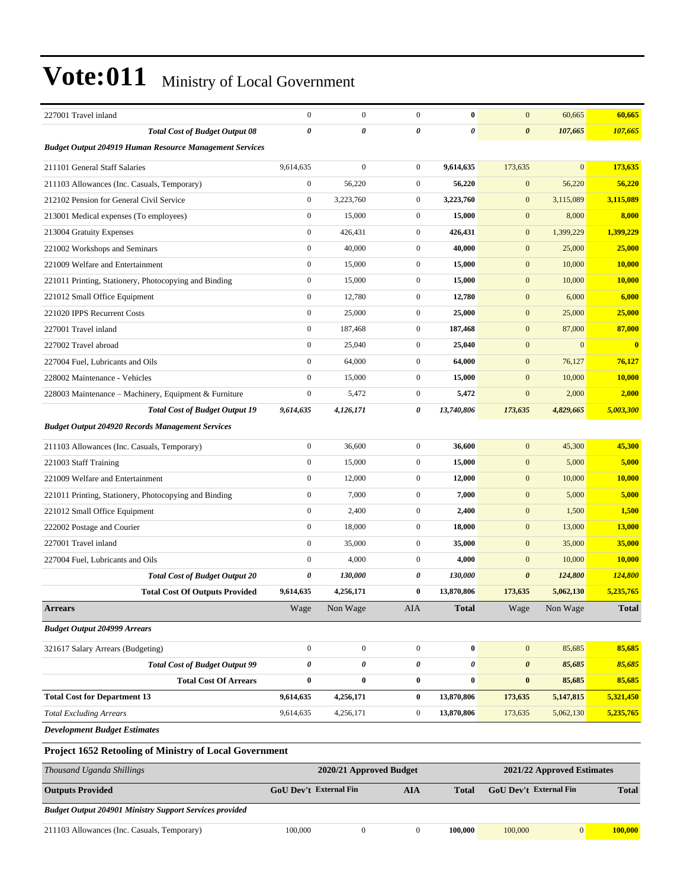# Vote:011 Ministry of Local Government

| | | | | | | | |
|---|---|---|---|---|---|---|---|
| 227001 Travel inland | 0 | 0 | 0 | **0** | 0 | 60,665 | **60,665** |
| ***Total Cost of Budget Output 08*** | ***0*** | ***0*** | ***0*** | ***0*** | ***0*** | ***107,665*** | ***107,665*** |
| ***Budget Output 204919 Human Resource Management Services*** | | | | | | | |
| 211101 General Staff Salaries | 9,614,635 | 0 | 0 | **9,614,635** | 173,635 | 0 | **173,635** |
| 211103 Allowances (Inc. Casuals, Temporary) | 0 | 56,220 | 0 | **56,220** | 0 | 56,220 | **56,220** |
| 212102 Pension for General Civil Service | 0 | 3,223,760 | 0 | **3,223,760** | 0 | 3,115,089 | **3,115,089** |
| 213001 Medical expenses (To employees) | 0 | 15,000 | 0 | **15,000** | 0 | 8,000 | **8,000** |
| 213004 Gratuity Expenses | 0 | 426,431 | 0 | **426,431** | 0 | 1,399,229 | **1,399,229** |
| 221002 Workshops and Seminars | 0 | 40,000 | 0 | **40,000** | 0 | 25,000 | **25,000** |
| 221009 Welfare and Entertainment | 0 | 15,000 | 0 | **15,000** | 0 | 10,000 | **10,000** |
| 221011 Printing, Stationery, Photocopying and Binding | 0 | 15,000 | 0 | **15,000** | 0 | 10,000 | **10,000** |
| 221012 Small Office Equipment | 0 | 12,780 | 0 | **12,780** | 0 | 6,000 | **6,000** |
| 221020 IPPS Recurrent Costs | 0 | 25,000 | 0 | **25,000** | 0 | 25,000 | **25,000** |
| 227001 Travel inland | 0 | 187,468 | 0 | **187,468** | 0 | 87,000 | **87,000** |
| 227002 Travel abroad | 0 | 25,040 | 0 | **25,040** | 0 | 0 | **0** |
| 227004 Fuel, Lubricants and Oils | 0 | 64,000 | 0 | **64,000** | 0 | 76,127 | **76,127** |
| 228002 Maintenance - Vehicles | 0 | 15,000 | 0 | **15,000** | 0 | 10,000 | **10,000** |
| 228003 Maintenance – Machinery, Equipment & Furniture | 0 | 5,472 | 0 | **5,472** | 0 | 2,000 | **2,000** |
| ***Total Cost of Budget Output 19*** | ***9,614,635*** | ***4,126,171*** | ***0*** | ***13,740,806*** | ***173,635*** | ***4,829,665*** | ***5,003,300*** |
| ***Budget Output 204920 Records Management Services*** | | | | | | | |
| 211103 Allowances (Inc. Casuals, Temporary) | 0 | 36,600 | 0 | **36,600** | 0 | 45,300 | **45,300** |
| 221003 Staff Training | 0 | 15,000 | 0 | **15,000** | 0 | 5,000 | **5,000** |
| 221009 Welfare and Entertainment | 0 | 12,000 | 0 | **12,000** | 0 | 10,000 | **10,000** |
| 221011 Printing, Stationery, Photocopying and Binding | 0 | 7,000 | 0 | **7,000** | 0 | 5,000 | **5,000** |
| 221012 Small Office Equipment | 0 | 2,400 | 0 | **2,400** | 0 | 1,500 | **1,500** |
| 222002 Postage and Courier | 0 | 18,000 | 0 | **18,000** | 0 | 13,000 | **13,000** |
| 227001 Travel inland | 0 | 35,000 | 0 | **35,000** | 0 | 35,000 | **35,000** |
| 227004 Fuel, Lubricants and Oils | 0 | 4,000 | 0 | **4,000** | 0 | 10,000 | **10,000** |
| ***Total Cost of Budget Output 20*** | ***0*** | ***130,000*** | ***0*** | ***130,000*** | ***0*** | ***124,800*** | ***124,800*** |
| **Total Cost Of Outputs Provided** | **9,614,635** | **4,256,171** | **0** | **13,870,806** | **173,635** | **5,062,130** | **5,235,765** |
| **Arrears** | Wage | Non Wage | AIA | **Total** | Wage | Non Wage | **Total** |
| ***Budget Output 204999 Arrears*** | | | | | | | |
| 321617 Salary Arrears (Budgeting) | 0 | 0 | 0 | **0** | 0 | 85,685 | **85,685** |
| ***Total Cost of Budget Output 99*** | ***0*** | ***0*** | ***0*** | ***0*** | ***0*** | ***85,685*** | ***85,685*** |
| **Total Cost Of Arrears** | **0** | **0** | **0** | **0** | **0** | **85,685** | **85,685** |
| **Total Cost for Department 13** | **9,614,635** | **4,256,171** | **0** | **13,870,806** | **173,635** | **5,147,815** | **5,321,450** |
| *Total Excluding Arrears* | 9,614,635 | 4,256,171 | 0 | **13,870,806** | 173,635 | 5,062,130 | **5,235,765** |

***Development Budget Estimates***

### Project 1652 Retooling of Ministry of Local Government

| *Thousand Uganda Shillings* | **2020/21 Approved Budget** | | | | **2021/22 Approved Estimates** | | |
|---|---|---|---|---|---|---|---|
| **Outputs Provided** | **GoU Dev't** | **External Fin** | **AIA** | **Total** | **GoU Dev't** | **External Fin** | **Total** |
| ***Budget Output 204901 Ministry Support Services provided*** | | | | | | | |
| 211103 Allowances (Inc. Casuals, Temporary) | 100,000 | 0 | 0 | **100,000** | 100,000 | 0 | **100,000** |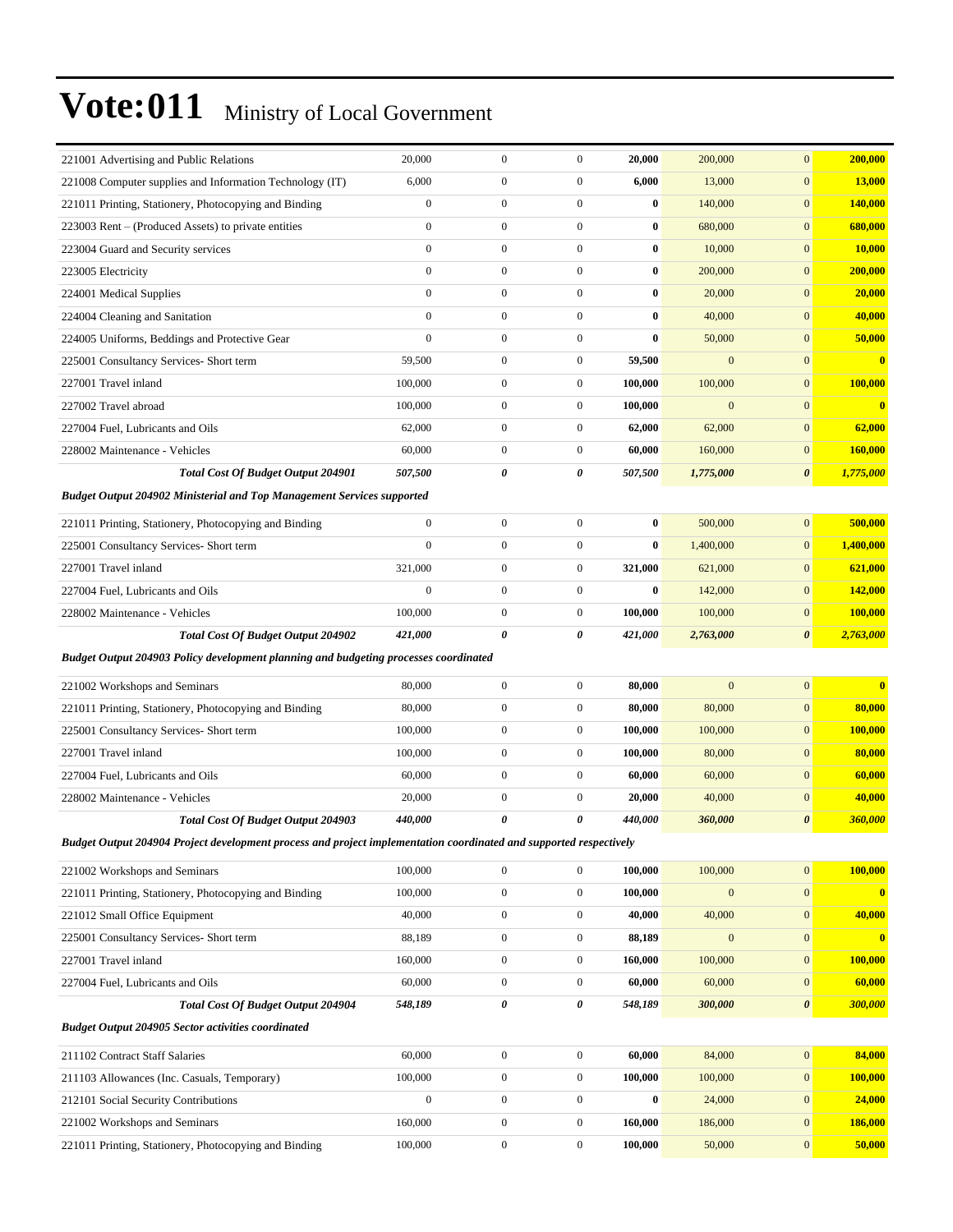# Vote:011 Ministry of Local Government

| | | | | | | | |
|---|---|---|---|---|---|---|---|
| 221001 Advertising and Public Relations | 20,000 | 0 | 0 | **20,000** | 200,000 | 0 | **200,000** |
| 221008 Computer supplies and Information Technology (IT) | 6,000 | 0 | 0 | **6,000** | 13,000 | 0 | **13,000** |
| 221011 Printing, Stationery, Photocopying and Binding | 0 | 0 | 0 | **0** | 140,000 | 0 | **140,000** |
| 223003 Rent – (Produced Assets) to private entities | 0 | 0 | 0 | **0** | 680,000 | 0 | **680,000** |
| 223004 Guard and Security services | 0 | 0 | 0 | **0** | 10,000 | 0 | **10,000** |
| 223005 Electricity | 0 | 0 | 0 | **0** | 200,000 | 0 | **200,000** |
| 224001 Medical Supplies | 0 | 0 | 0 | **0** | 20,000 | 0 | **20,000** |
| 224004 Cleaning and Sanitation | 0 | 0 | 0 | **0** | 40,000 | 0 | **40,000** |
| 224005 Uniforms, Beddings and Protective Gear | 0 | 0 | 0 | **0** | 50,000 | 0 | **50,000** |
| 225001 Consultancy Services- Short term | 59,500 | 0 | 0 | **59,500** | 0 | 0 | **0** |
| 227001 Travel inland | 100,000 | 0 | 0 | **100,000** | 100,000 | 0 | **100,000** |
| 227002 Travel abroad | 100,000 | 0 | 0 | **100,000** | 0 | 0 | **0** |
| 227004 Fuel, Lubricants and Oils | 62,000 | 0 | 0 | **62,000** | 62,000 | 0 | **62,000** |
| 228002 Maintenance - Vehicles | 60,000 | 0 | 0 | **60,000** | 160,000 | 0 | **160,000** |
| ***Total Cost Of Budget Output 204901*** | ***507,500*** | ***0*** | ***0*** | ***507,500*** | ***1,775,000*** | ***0*** | ***1,775,000*** |
| ***Budget Output 204902 Ministerial and Top Management Services supported*** | | | | | | | |
| 221011 Printing, Stationery, Photocopying and Binding | 0 | 0 | 0 | **0** | 500,000 | 0 | **500,000** |
| 225001 Consultancy Services- Short term | 0 | 0 | 0 | **0** | 1,400,000 | 0 | **1,400,000** |
| 227001 Travel inland | 321,000 | 0 | 0 | **321,000** | 621,000 | 0 | **621,000** |
| 227004 Fuel, Lubricants and Oils | 0 | 0 | 0 | **0** | 142,000 | 0 | **142,000** |
| 228002 Maintenance - Vehicles | 100,000 | 0 | 0 | **100,000** | 100,000 | 0 | **100,000** |
| ***Total Cost Of Budget Output 204902*** | ***421,000*** | ***0*** | ***0*** | ***421,000*** | ***2,763,000*** | ***0*** | ***2,763,000*** |
| ***Budget Output 204903 Policy development planning and budgeting processes coordinated*** | | | | | | | |
| 221002 Workshops and Seminars | 80,000 | 0 | 0 | **80,000** | 0 | 0 | **0** |
| 221011 Printing, Stationery, Photocopying and Binding | 80,000 | 0 | 0 | **80,000** | 80,000 | 0 | **80,000** |
| 225001 Consultancy Services- Short term | 100,000 | 0 | 0 | **100,000** | 100,000 | 0 | **100,000** |
| 227001 Travel inland | 100,000 | 0 | 0 | **100,000** | 80,000 | 0 | **80,000** |
| 227004 Fuel, Lubricants and Oils | 60,000 | 0 | 0 | **60,000** | 60,000 | 0 | **60,000** |
| 228002 Maintenance - Vehicles | 20,000 | 0 | 0 | **20,000** | 40,000 | 0 | **40,000** |
| ***Total Cost Of Budget Output 204903*** | ***440,000*** | ***0*** | ***0*** | ***440,000*** | ***360,000*** | ***0*** | ***360,000*** |
| ***Budget Output 204904 Project development process and project implementation coordinated and supported respectively*** | | | | | | | |
| 221002 Workshops and Seminars | 100,000 | 0 | 0 | **100,000** | 100,000 | 0 | **100,000** |
| 221011 Printing, Stationery, Photocopying and Binding | 100,000 | 0 | 0 | **100,000** | 0 | 0 | **0** |
| 221012 Small Office Equipment | 40,000 | 0 | 0 | **40,000** | 40,000 | 0 | **40,000** |
| 225001 Consultancy Services- Short term | 88,189 | 0 | 0 | **88,189** | 0 | 0 | **0** |
| 227001 Travel inland | 160,000 | 0 | 0 | **160,000** | 100,000 | 0 | **100,000** |
| 227004 Fuel, Lubricants and Oils | 60,000 | 0 | 0 | **60,000** | 60,000 | 0 | **60,000** |
| ***Total Cost Of Budget Output 204904*** | ***548,189*** | ***0*** | ***0*** | ***548,189*** | ***300,000*** | ***0*** | ***300,000*** |
| ***Budget Output 204905 Sector activities coordinated*** | | | | | | | |
| 211102 Contract Staff Salaries | 60,000 | 0 | 0 | **60,000** | 84,000 | 0 | **84,000** |
| 211103 Allowances (Inc. Casuals, Temporary) | 100,000 | 0 | 0 | **100,000** | 100,000 | 0 | **100,000** |
| 212101 Social Security Contributions | 0 | 0 | 0 | **0** | 24,000 | 0 | **24,000** |
| 221002 Workshops and Seminars | 160,000 | 0 | 0 | **160,000** | 186,000 | 0 | **186,000** |
| 221011 Printing, Stationery, Photocopying and Binding | 100,000 | 0 | 0 | **100,000** | 50,000 | 0 | **50,000** |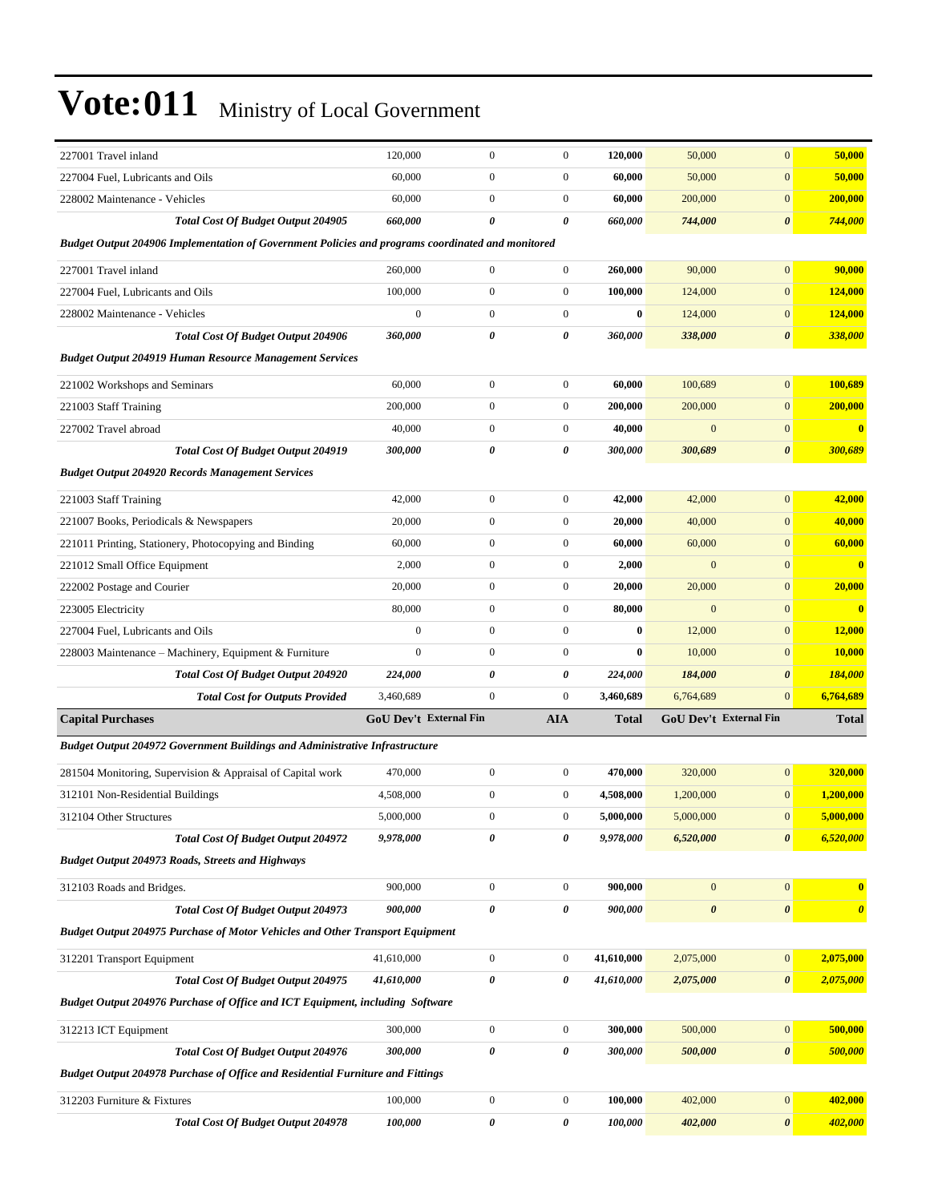# Vote:011 Ministry of Local Government

| | | | | | | | |
|---|---|---|---|---|---|---|---|
| 227001 Travel inland | 120,000 | 0 | 0 | **120,000** | 50,000 | 0 | **50,000** |
| 227004 Fuel, Lubricants and Oils | 60,000 | 0 | 0 | **60,000** | 50,000 | 0 | **50,000** |
| 228002 Maintenance - Vehicles | 60,000 | 0 | 0 | **60,000** | 200,000 | 0 | **200,000** |
| ***Total Cost Of Budget Output 204905*** | ***660,000*** | ***0*** | ***0*** | ***660,000*** | ***744,000*** | ***0*** | ***744,000*** |
| ***Budget Output 204906 Implementation of Government Policies and programs coordinated and monitored*** | | | | | | | |
| 227001 Travel inland | 260,000 | 0 | 0 | **260,000** | 90,000 | 0 | **90,000** |
| 227004 Fuel, Lubricants and Oils | 100,000 | 0 | 0 | **100,000** | 124,000 | 0 | **124,000** |
| 228002 Maintenance - Vehicles | 0 | 0 | 0 | **0** | 124,000 | 0 | **124,000** |
| ***Total Cost Of Budget Output 204906*** | ***360,000*** | ***0*** | ***0*** | ***360,000*** | ***338,000*** | ***0*** | ***338,000*** |
| ***Budget Output 204919 Human Resource Management Services*** | | | | | | | |
| 221002 Workshops and Seminars | 60,000 | 0 | 0 | **60,000** | 100,689 | 0 | **100,689** |
| 221003 Staff Training | 200,000 | 0 | 0 | **200,000** | 200,000 | 0 | **200,000** |
| 227002 Travel abroad | 40,000 | 0 | 0 | **40,000** | 0 | 0 | **0** |
| ***Total Cost Of Budget Output 204919*** | ***300,000*** | ***0*** | ***0*** | ***300,000*** | ***300,689*** | ***0*** | ***300,689*** |
| ***Budget Output 204920 Records Management Services*** | | | | | | | |
| 221003 Staff Training | 42,000 | 0 | 0 | **42,000** | 42,000 | 0 | **42,000** |
| 221007 Books, Periodicals & Newspapers | 20,000 | 0 | 0 | **20,000** | 40,000 | 0 | **40,000** |
| 221011 Printing, Stationery, Photocopying and Binding | 60,000 | 0 | 0 | **60,000** | 60,000 | 0 | **60,000** |
| 221012 Small Office Equipment | 2,000 | 0 | 0 | **2,000** | 0 | 0 | **0** |
| 222002 Postage and Courier | 20,000 | 0 | 0 | **20,000** | 20,000 | 0 | **20,000** |
| 223005 Electricity | 80,000 | 0 | 0 | **80,000** | 0 | 0 | **0** |
| 227004 Fuel, Lubricants and Oils | 0 | 0 | 0 | **0** | 12,000 | 0 | **12,000** |
| 228003 Maintenance – Machinery, Equipment & Furniture | 0 | 0 | 0 | **0** | 10,000 | 0 | **10,000** |
| ***Total Cost Of Budget Output 204920*** | ***224,000*** | ***0*** | ***0*** | ***224,000*** | ***184,000*** | ***0*** | ***184,000*** |
| ***Total Cost for Outputs Provided*** | 3,460,689 | 0 | 0 | **3,460,689** | 6,764,689 | 0 | **6,764,689** |
| **Capital Purchases** | **GoU Dev't** | **External Fin** | **AIA** | **Total** | **GoU Dev't** | **External Fin** | **Total** |
| ***Budget Output 204972 Government Buildings and Administrative Infrastructure*** | | | | | | | |
| 281504 Monitoring, Supervision & Appraisal of Capital work | 470,000 | 0 | 0 | **470,000** | 320,000 | 0 | **320,000** |
| 312101 Non-Residential Buildings | 4,508,000 | 0 | 0 | **4,508,000** | 1,200,000 | 0 | **1,200,000** |
| 312104 Other Structures | 5,000,000 | 0 | 0 | **5,000,000** | 5,000,000 | 0 | **5,000,000** |
| ***Total Cost Of Budget Output 204972*** | ***9,978,000*** | ***0*** | ***0*** | ***9,978,000*** | ***6,520,000*** | ***0*** | ***6,520,000*** |
| ***Budget Output 204973 Roads, Streets and Highways*** | | | | | | | |
| 312103 Roads and Bridges. | 900,000 | 0 | 0 | **900,000** | 0 | 0 | **0** |
| ***Total Cost Of Budget Output 204973*** | ***900,000*** | ***0*** | ***0*** | ***900,000*** | ***0*** | ***0*** | ***0*** |
| ***Budget Output 204975 Purchase of Motor Vehicles and Other Transport Equipment*** | | | | | | | |
| 312201 Transport Equipment | 41,610,000 | 0 | 0 | **41,610,000** | 2,075,000 | 0 | **2,075,000** |
| ***Total Cost Of Budget Output 204975*** | ***41,610,000*** | ***0*** | ***0*** | ***41,610,000*** | ***2,075,000*** | ***0*** | ***2,075,000*** |
| ***Budget Output 204976 Purchase of Office and ICT Equipment, including Software*** | | | | | | | |
| 312213 ICT Equipment | 300,000 | 0 | 0 | **300,000** | 500,000 | 0 | **500,000** |
| ***Total Cost Of Budget Output 204976*** | ***300,000*** | ***0*** | ***0*** | ***300,000*** | ***500,000*** | ***0*** | ***500,000*** |
| ***Budget Output 204978 Purchase of Office and Residential Furniture and Fittings*** | | | | | | | |
| 312203 Furniture & Fixtures | 100,000 | 0 | 0 | **100,000** | 402,000 | 0 | **402,000** |
| ***Total Cost Of Budget Output 204978*** | ***100,000*** | ***0*** | ***0*** | ***100,000*** | ***402,000*** | ***0*** | ***402,000*** |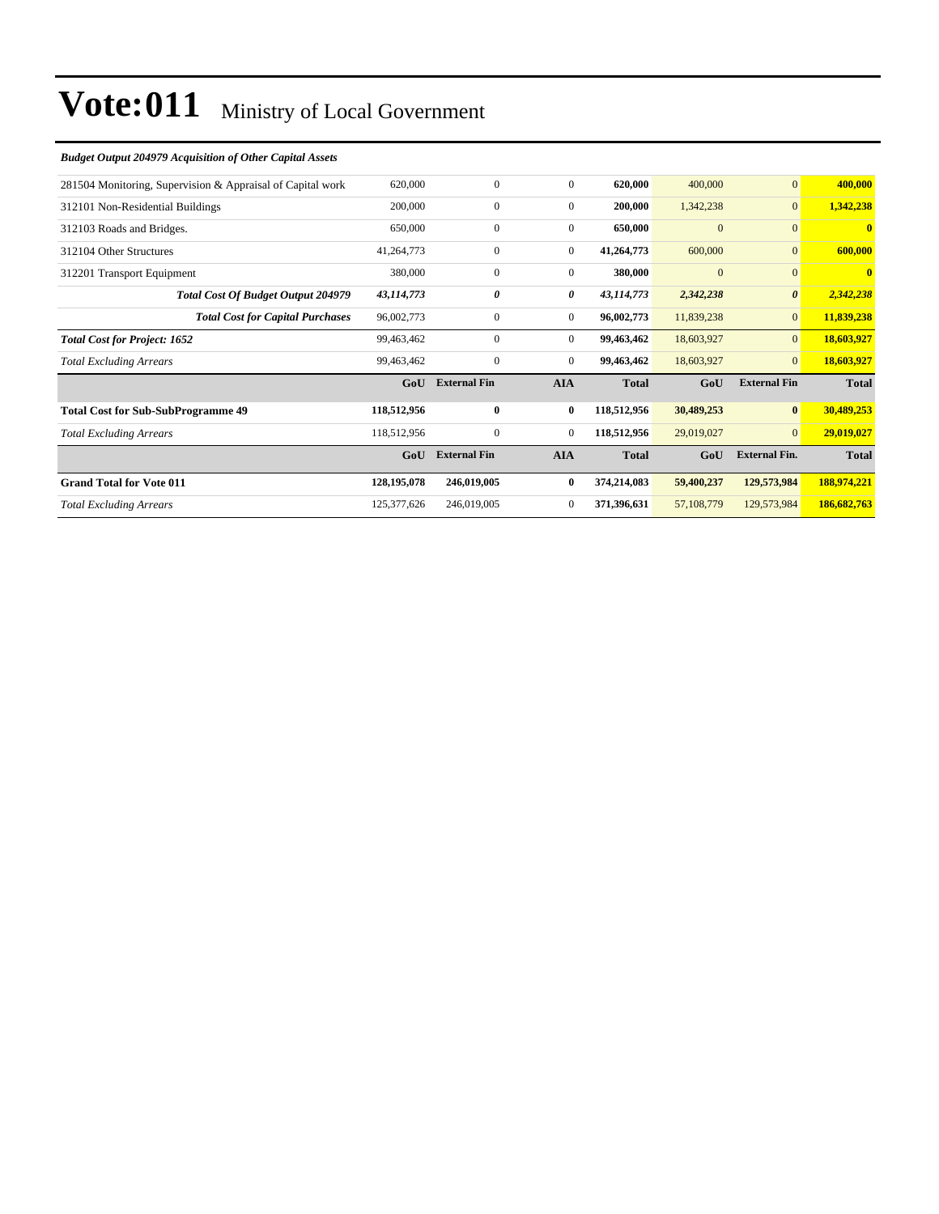# Vote:011 Ministry of Local Government

***Budget Output 204979 Acquisition of Other Capital Assets***

| | | | | | | | |
|---|---|---|---|---|---|---|---|
| 281504 Monitoring, Supervision & Appraisal of Capital work | 620,000 | 0 | 0 | **620,000** | 400,000 | 0 | **400,000** |
| 312101 Non-Residential Buildings | 200,000 | 0 | 0 | **200,000** | 1,342,238 | 0 | **1,342,238** |
| 312103 Roads and Bridges. | 650,000 | 0 | 0 | **650,000** | 0 | 0 | **0** |
| 312104 Other Structures | 41,264,773 | 0 | 0 | **41,264,773** | 600,000 | 0 | **600,000** |
| 312201 Transport Equipment | 380,000 | 0 | 0 | **380,000** | 0 | 0 | **0** |
| ***Total Cost Of Budget Output 204979*** | ***43,114,773*** | ***0*** | ***0*** | ***43,114,773*** | ***2,342,238*** | ***0*** | ***2,342,238*** |
| ***Total Cost for Capital Purchases*** | 96,002,773 | 0 | 0 | **96,002,773** | 11,839,238 | 0 | **11,839,238** |
| ***Total Cost for Project: 1652*** | 99,463,462 | 0 | 0 | **99,463,462** | 18,603,927 | 0 | **18,603,927** |
| *Total Excluding Arrears* | 99,463,462 | 0 | 0 | **99,463,462** | 18,603,927 | 0 | **18,603,927** |
| | **GoU** | **External Fin** | **AIA** | **Total** | **GoU** | **External Fin** | **Total** |
| **Total Cost for Sub-SubProgramme 49** | **118,512,956** | **0** | **0** | **118,512,956** | **30,489,253** | **0** | **30,489,253** |
| *Total Excluding Arrears* | 118,512,956 | 0 | 0 | **118,512,956** | 29,019,027 | 0 | **29,019,027** |
| | **GoU** | **External Fin** | **AIA** | **Total** | **GoU** | **External Fin.** | **Total** |
| **Grand Total for Vote 011** | **128,195,078** | **246,019,005** | **0** | **374,214,083** | **59,400,237** | **129,573,984** | **188,974,221** |
| *Total Excluding Arrears* | 125,377,626 | 246,019,005 | 0 | **371,396,631** | 57,108,779 | 129,573,984 | **186,682,763** |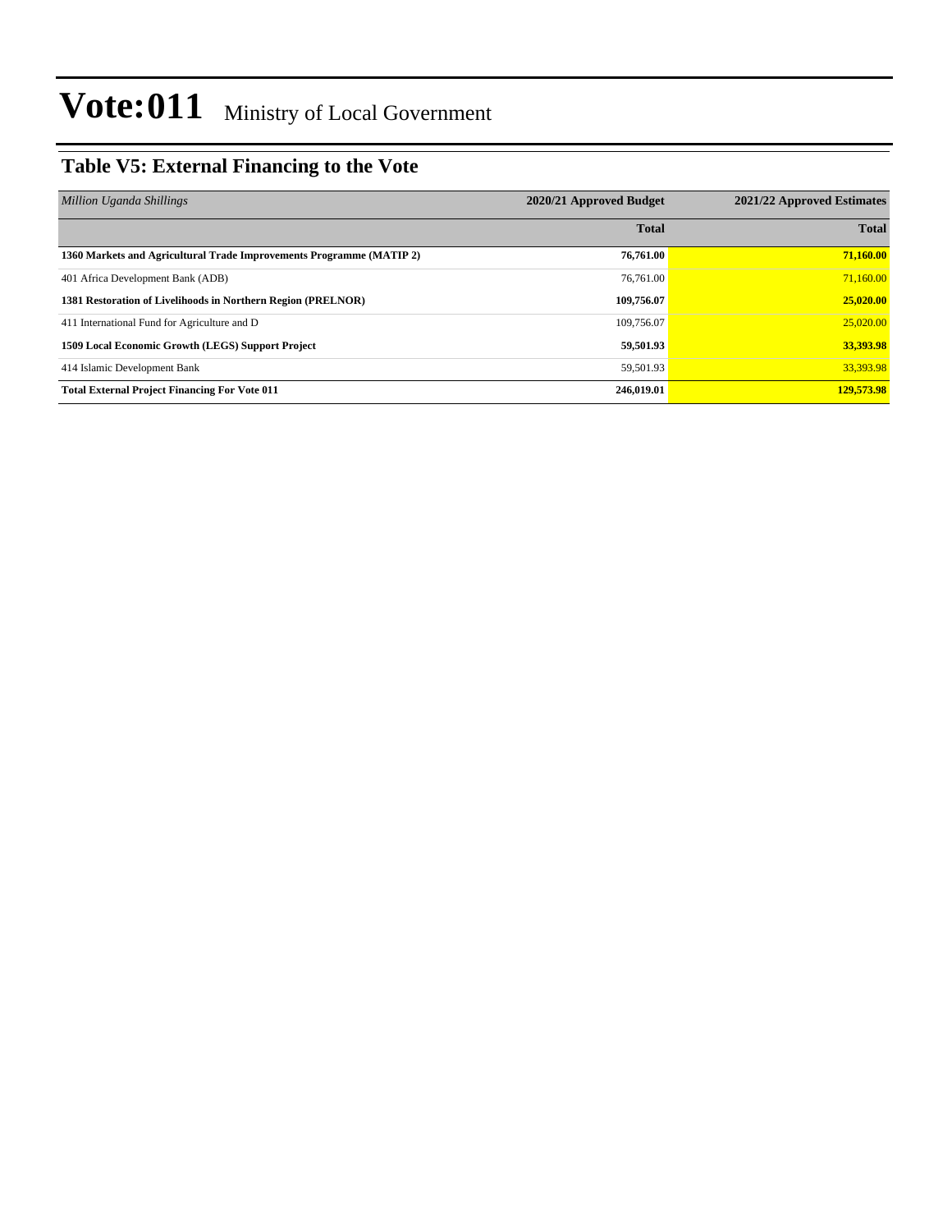# Vote:011 Ministry of Local Government

## Table V5: External Financing to the Vote

| *Million Uganda Shillings* | 2020/21 Approved Budget | 2021/22 Approved Estimates |
|---|---|---|
| | **Total** | **Total** |
| **1360 Markets and Agricultural Trade Improvements Programme (MATIP 2)** | **76,761.00** | **71,160.00** |
| 401 Africa Development Bank (ADB) | 76,761.00 | 71,160.00 |
| **1381 Restoration of Livelihoods in Northern Region (PRELNOR)** | **109,756.07** | **25,020.00** |
| 411 International Fund for Agriculture and D | 109,756.07 | 25,020.00 |
| **1509 Local Economic Growth (LEGS) Support Project** | **59,501.93** | **33,393.98** |
| 414 Islamic Development Bank | 59,501.93 | 33,393.98 |
| **Total External Project Financing For Vote 011** | **246,019.01** | **129,573.98** |